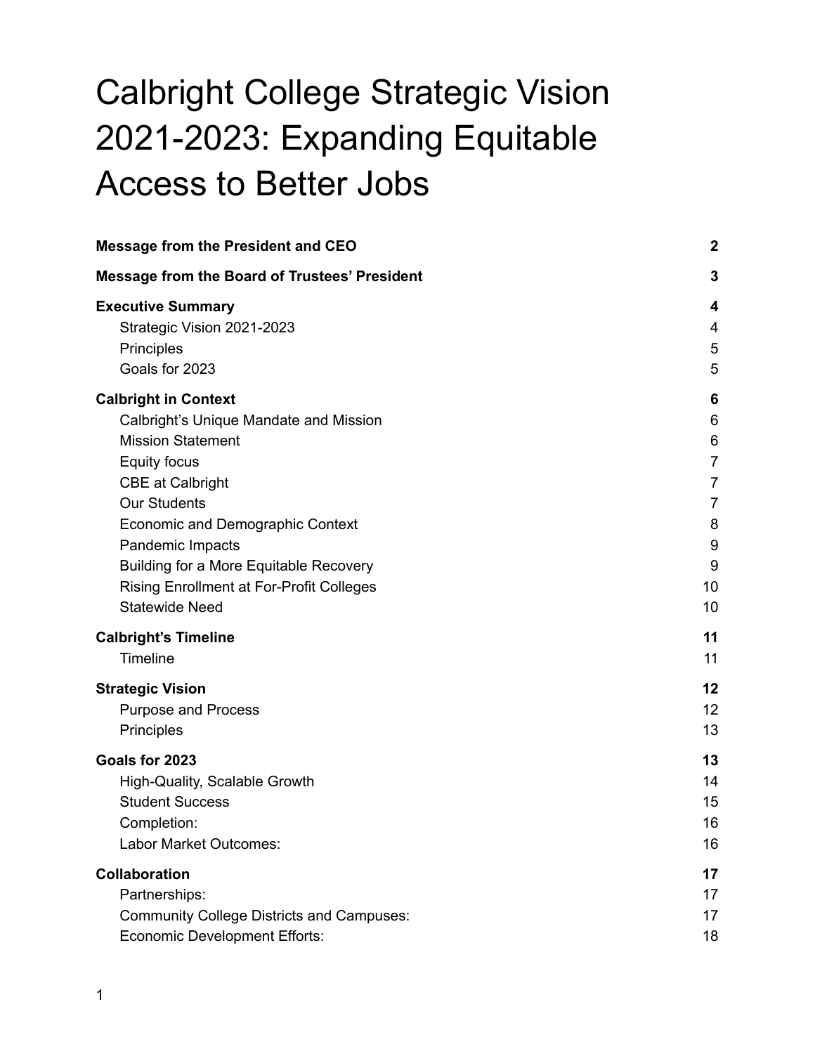# Calbright College Strategic Vision 2021-2023: Expanding Equitable Access to Better Jobs

| | |
|---|---|
| **Message from the President and CEO** | **2** |
| **Message from the Board of Trustees' President** | **3** |
| **Executive Summary** | **4** |
| Strategic Vision 2021-2023 | 4 |
| Principles | 5 |
| Goals for 2023 | 5 |
| **Calbright in Context** | **6** |
| Calbright's Unique Mandate and Mission | 6 |
| Mission Statement | 6 |
| Equity focus | 7 |
| CBE at Calbright | 7 |
| Our Students | 7 |
| Economic and Demographic Context | 8 |
| Pandemic Impacts | 9 |
| Building for a More Equitable Recovery | 9 |
| Rising Enrollment at For-Profit Colleges | 10 |
| Statewide Need | 10 |
| **Calbright's Timeline** | **11** |
| Timeline | 11 |
| **Strategic Vision** | **12** |
| Purpose and Process | 12 |
| Principles | 13 |
| **Goals for 2023** | **13** |
| High-Quality, Scalable Growth | 14 |
| Student Success | 15 |
| Completion: | 16 |
| Labor Market Outcomes: | 16 |
| **Collaboration** | **17** |
| Partnerships: | 17 |
| Community College Districts and Campuses: | 17 |
| Economic Development Efforts: | 18 |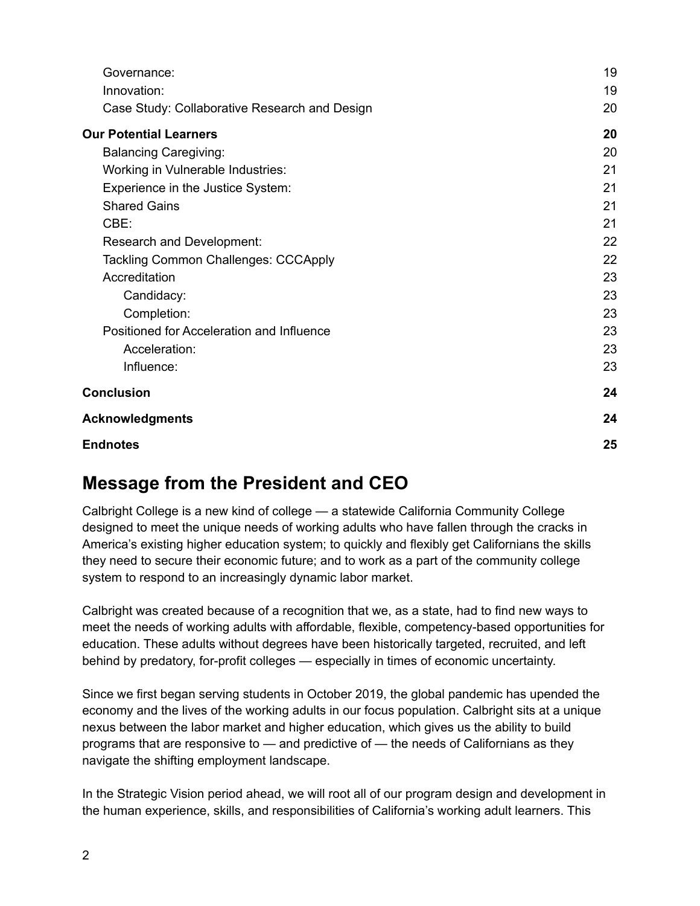- Governance: 19
- Innovation: 19
- Case Study: Collaborative Research and Design 20

**Our Potential Learners** **20**

- Balancing Caregiving: 20
- Working in Vulnerable Industries: 21
- Experience in the Justice System: 21
- Shared Gains 21
- CBE: 21
- Research and Development: 22
- Tackling Common Challenges: CCCApply 22
- Accreditation 23
  - Candidacy: 23
  - Completion: 23
- Positioned for Acceleration and Influence 23
  - Acceleration: 23
  - Influence: 23

**Conclusion** **24**

**Acknowledgments** **24**

**Endnotes** **25**

## Message from the President and CEO

Calbright College is a new kind of college — a statewide California Community College designed to meet the unique needs of working adults who have fallen through the cracks in America's existing higher education system; to quickly and flexibly get Californians the skills they need to secure their economic future; and to work as a part of the community college system to respond to an increasingly dynamic labor market.

Calbright was created because of a recognition that we, as a state, had to find new ways to meet the needs of working adults with affordable, flexible, competency-based opportunities for education. These adults without degrees have been historically targeted, recruited, and left behind by predatory, for-profit colleges — especially in times of economic uncertainty.

Since we first began serving students in October 2019, the global pandemic has upended the economy and the lives of the working adults in our focus population. Calbright sits at a unique nexus between the labor market and higher education, which gives us the ability to build programs that are responsive to — and predictive of — the needs of Californians as they navigate the shifting employment landscape.

In the Strategic Vision period ahead, we will root all of our program design and development in the human experience, skills, and responsibilities of California's working adult learners. This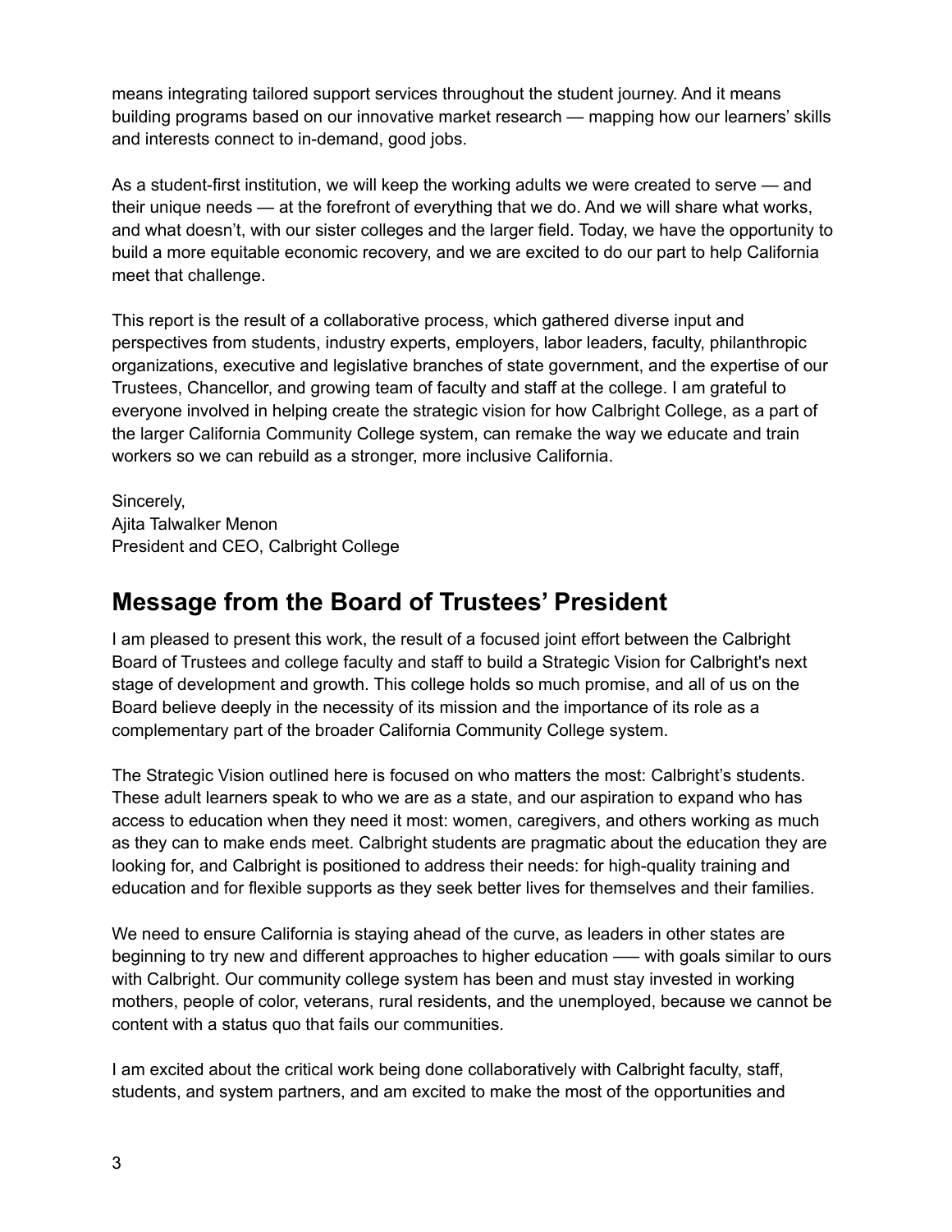means integrating tailored support services throughout the student journey. And it means building programs based on our innovative market research — mapping how our learners' skills and interests connect to in-demand, good jobs.

As a student-first institution, we will keep the working adults we were created to serve — and their unique needs — at the forefront of everything that we do. And we will share what works, and what doesn't, with our sister colleges and the larger field. Today, we have the opportunity to build a more equitable economic recovery, and we are excited to do our part to help California meet that challenge.

This report is the result of a collaborative process, which gathered diverse input and perspectives from students, industry experts, employers, labor leaders, faculty, philanthropic organizations, executive and legislative branches of state government, and the expertise of our Trustees, Chancellor, and growing team of faculty and staff at the college. I am grateful to everyone involved in helping create the strategic vision for how Calbright College, as a part of the larger California Community College system, can remake the way we educate and train workers so we can rebuild as a stronger, more inclusive California.

Sincerely,
Ajita Talwalker Menon
President and CEO, Calbright College

## Message from the Board of Trustees' President

I am pleased to present this work, the result of a focused joint effort between the Calbright Board of Trustees and college faculty and staff to build a Strategic Vision for Calbright's next stage of development and growth. This college holds so much promise, and all of us on the Board believe deeply in the necessity of its mission and the importance of its role as a complementary part of the broader California Community College system.

The Strategic Vision outlined here is focused on who matters the most: Calbright's students. These adult learners speak to who we are as a state, and our aspiration to expand who has access to education when they need it most: women, caregivers, and others working as much as they can to make ends meet. Calbright students are pragmatic about the education they are looking for, and Calbright is positioned to address their needs: for high-quality training and education and for flexible supports as they seek better lives for themselves and their families.

We need to ensure California is staying ahead of the curve, as leaders in other states are beginning to try new and different approaches to higher education —– with goals similar to ours with Calbright. Our community college system has been and must stay invested in working mothers, people of color, veterans, rural residents, and the unemployed, because we cannot be content with a status quo that fails our communities.

I am excited about the critical work being done collaboratively with Calbright faculty, staff, students, and system partners, and am excited to make the most of the opportunities and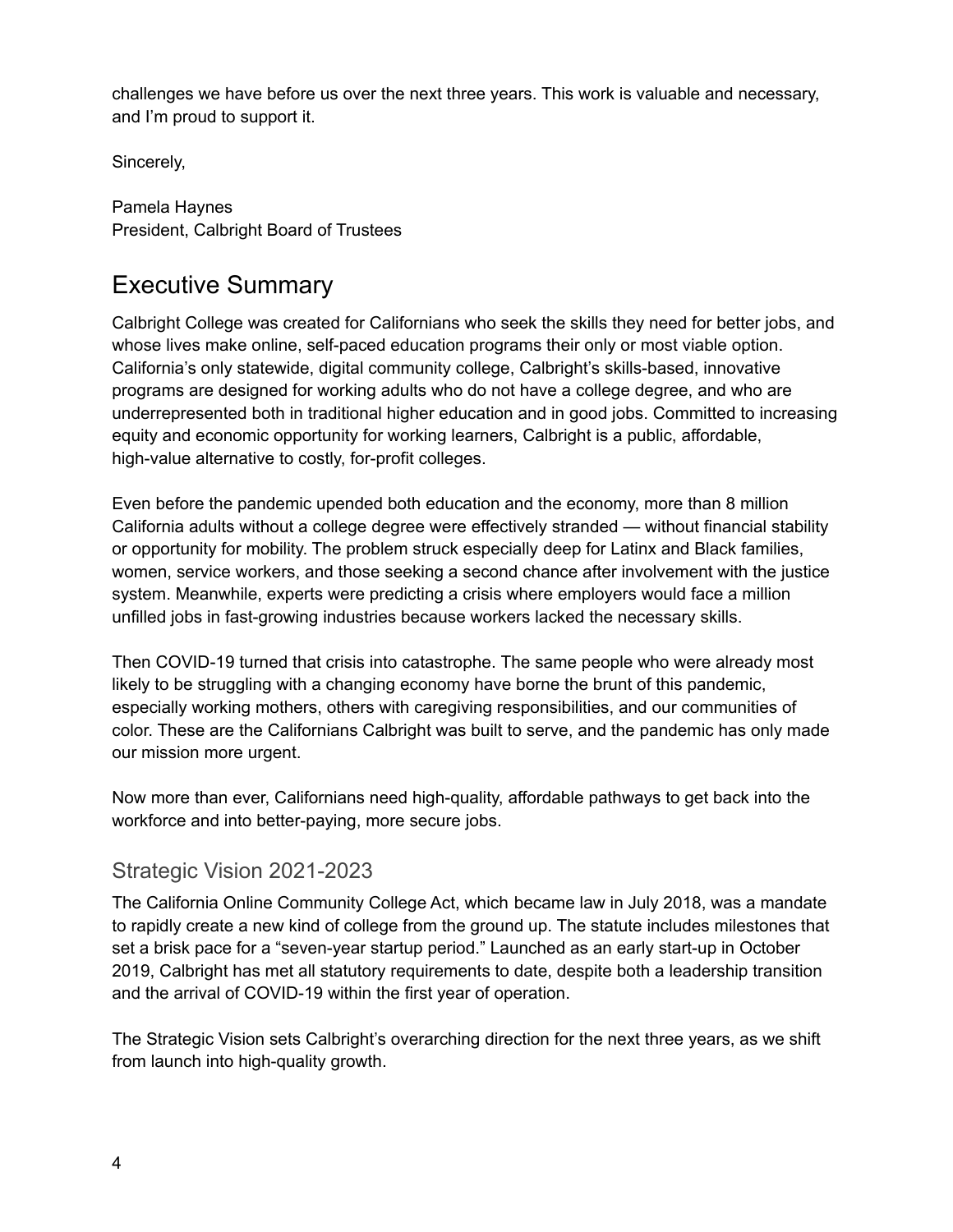challenges we have before us over the next three years. This work is valuable and necessary, and I'm proud to support it.

Sincerely,

Pamela Haynes
President, Calbright Board of Trustees

# Executive Summary

Calbright College was created for Californians who seek the skills they need for better jobs, and whose lives make online, self-paced education programs their only or most viable option. California's only statewide, digital community college, Calbright's skills-based, innovative programs are designed for working adults who do not have a college degree, and who are underrepresented both in traditional higher education and in good jobs. Committed to increasing equity and economic opportunity for working learners, Calbright is a public, affordable, high-value alternative to costly, for-profit colleges.

Even before the pandemic upended both education and the economy, more than 8 million California adults without a college degree were effectively stranded — without financial stability or opportunity for mobility. The problem struck especially deep for Latinx and Black families, women, service workers, and those seeking a second chance after involvement with the justice system. Meanwhile, experts were predicting a crisis where employers would face a million unfilled jobs in fast-growing industries because workers lacked the necessary skills.

Then COVID-19 turned that crisis into catastrophe. The same people who were already most likely to be struggling with a changing economy have borne the brunt of this pandemic, especially working mothers, others with caregiving responsibilities, and our communities of color. These are the Californians Calbright was built to serve, and the pandemic has only made our mission more urgent.

Now more than ever, Californians need high-quality, affordable pathways to get back into the workforce and into better-paying, more secure jobs.

## Strategic Vision 2021-2023

The California Online Community College Act, which became law in July 2018, was a mandate to rapidly create a new kind of college from the ground up. The statute includes milestones that set a brisk pace for a "seven-year startup period." Launched as an early start-up in October 2019, Calbright has met all statutory requirements to date, despite both a leadership transition and the arrival of COVID-19 within the first year of operation.

The Strategic Vision sets Calbright's overarching direction for the next three years, as we shift from launch into high-quality growth.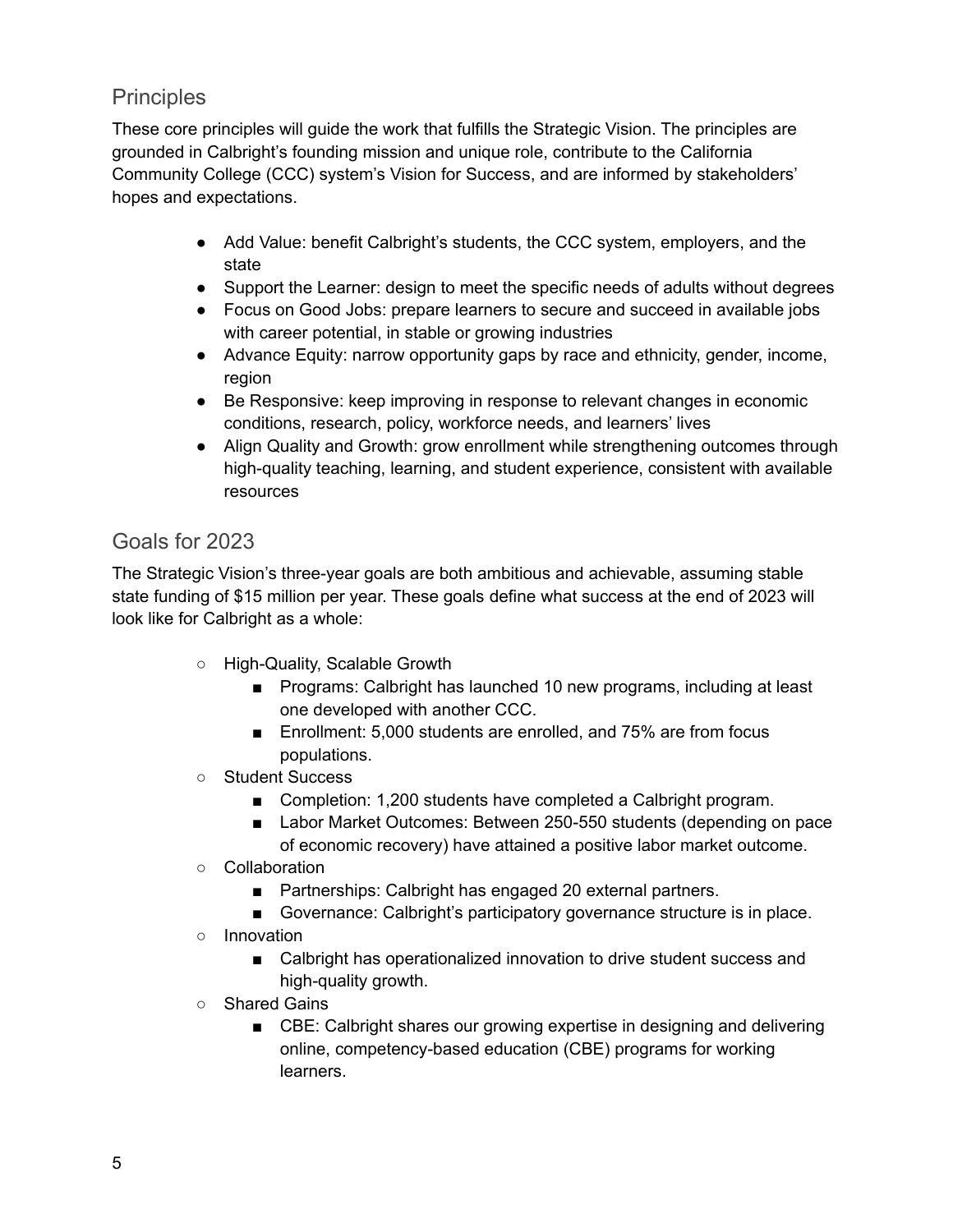## Principles

These core principles will guide the work that fulfills the Strategic Vision. The principles are grounded in Calbright's founding mission and unique role, contribute to the California Community College (CCC) system's Vision for Success, and are informed by stakeholders' hopes and expectations.

- Add Value: benefit Calbright's students, the CCC system, employers, and the state
- Support the Learner: design to meet the specific needs of adults without degrees
- Focus on Good Jobs: prepare learners to secure and succeed in available jobs with career potential, in stable or growing industries
- Advance Equity: narrow opportunity gaps by race and ethnicity, gender, income, region
- Be Responsive: keep improving in response to relevant changes in economic conditions, research, policy, workforce needs, and learners' lives
- Align Quality and Growth: grow enrollment while strengthening outcomes through high-quality teaching, learning, and student experience, consistent with available resources

## Goals for 2023

The Strategic Vision's three-year goals are both ambitious and achievable, assuming stable state funding of $15 million per year. These goals define what success at the end of 2023 will look like for Calbright as a whole:

- High-Quality, Scalable Growth
  - Programs: Calbright has launched 10 new programs, including at least one developed with another CCC.
  - Enrollment: 5,000 students are enrolled, and 75% are from focus populations.
- Student Success
  - Completion: 1,200 students have completed a Calbright program.
  - Labor Market Outcomes: Between 250-550 students (depending on pace of economic recovery) have attained a positive labor market outcome.
- Collaboration
  - Partnerships: Calbright has engaged 20 external partners.
  - Governance: Calbright's participatory governance structure is in place.
- Innovation
  - Calbright has operationalized innovation to drive student success and high-quality growth.
- Shared Gains
  - CBE: Calbright shares our growing expertise in designing and delivering online, competency-based education (CBE) programs for working learners.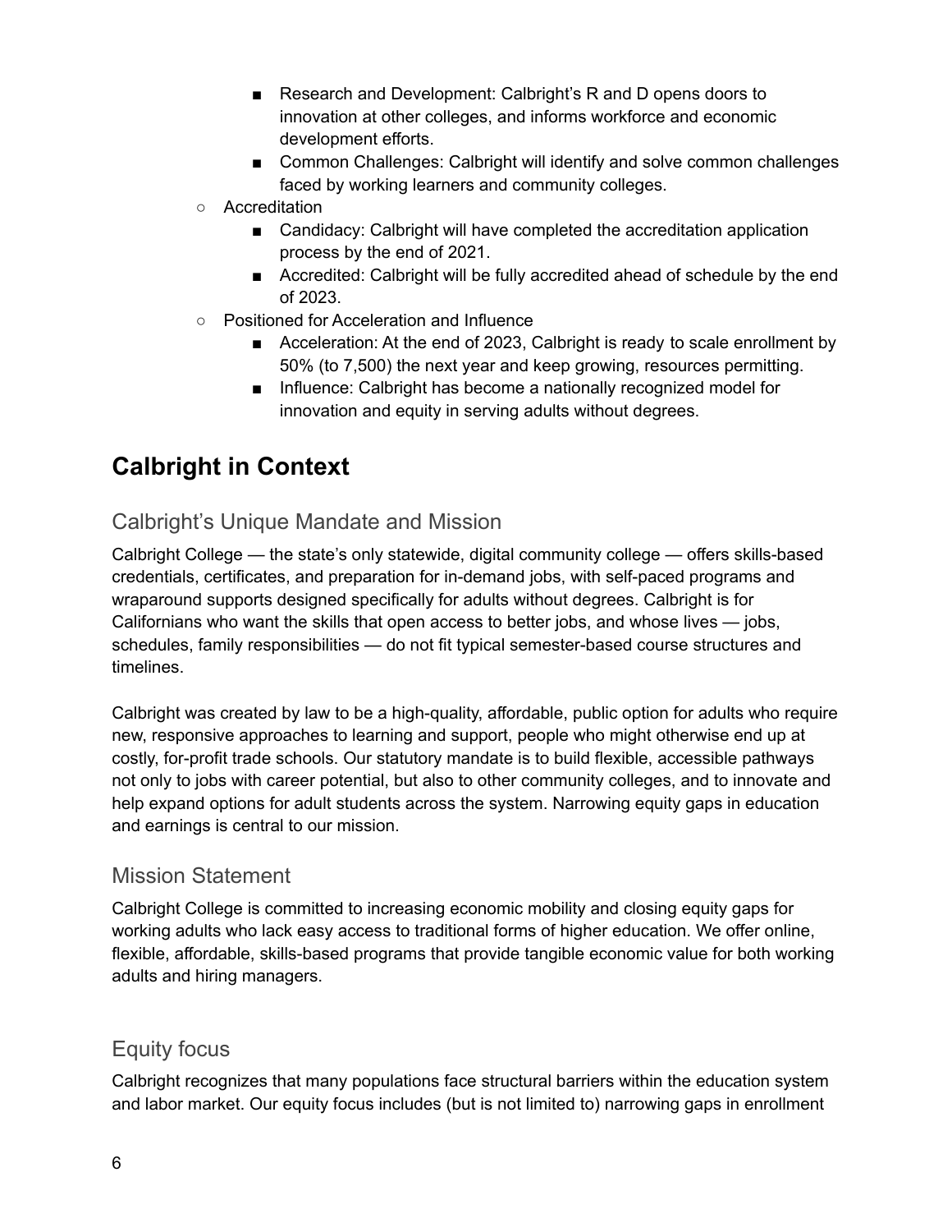- Research and Development: Calbright's R and D opens doors to innovation at other colleges, and informs workforce and economic development efforts.
        - Common Challenges: Calbright will identify and solve common challenges faced by working learners and community colleges.
    - Accreditation
        - Candidacy: Calbright will have completed the accreditation application process by the end of 2021.
        - Accredited: Calbright will be fully accredited ahead of schedule by the end of 2023.
    - Positioned for Acceleration and Influence
        - Acceleration: At the end of 2023, Calbright is ready to scale enrollment by 50% (to 7,500) the next year and keep growing, resources permitting.
        - Influence: Calbright has become a nationally recognized model for innovation and equity in serving adults without degrees.

# Calbright in Context

## Calbright's Unique Mandate and Mission

Calbright College — the state's only statewide, digital community college — offers skills-based credentials, certificates, and preparation for in-demand jobs, with self-paced programs and wraparound supports designed specifically for adults without degrees. Calbright is for Californians who want the skills that open access to better jobs, and whose lives — jobs, schedules, family responsibilities — do not fit typical semester-based course structures and timelines.

Calbright was created by law to be a high-quality, affordable, public option for adults who require new, responsive approaches to learning and support, people who might otherwise end up at costly, for-profit trade schools. Our statutory mandate is to build flexible, accessible pathways not only to jobs with career potential, but also to other community colleges, and to innovate and help expand options for adult students across the system. Narrowing equity gaps in education and earnings is central to our mission.

## Mission Statement

Calbright College is committed to increasing economic mobility and closing equity gaps for working adults who lack easy access to traditional forms of higher education. We offer online, flexible, affordable, skills-based programs that provide tangible economic value for both working adults and hiring managers.

## Equity focus

Calbright recognizes that many populations face structural barriers within the education system and labor market. Our equity focus includes (but is not limited to) narrowing gaps in enrollment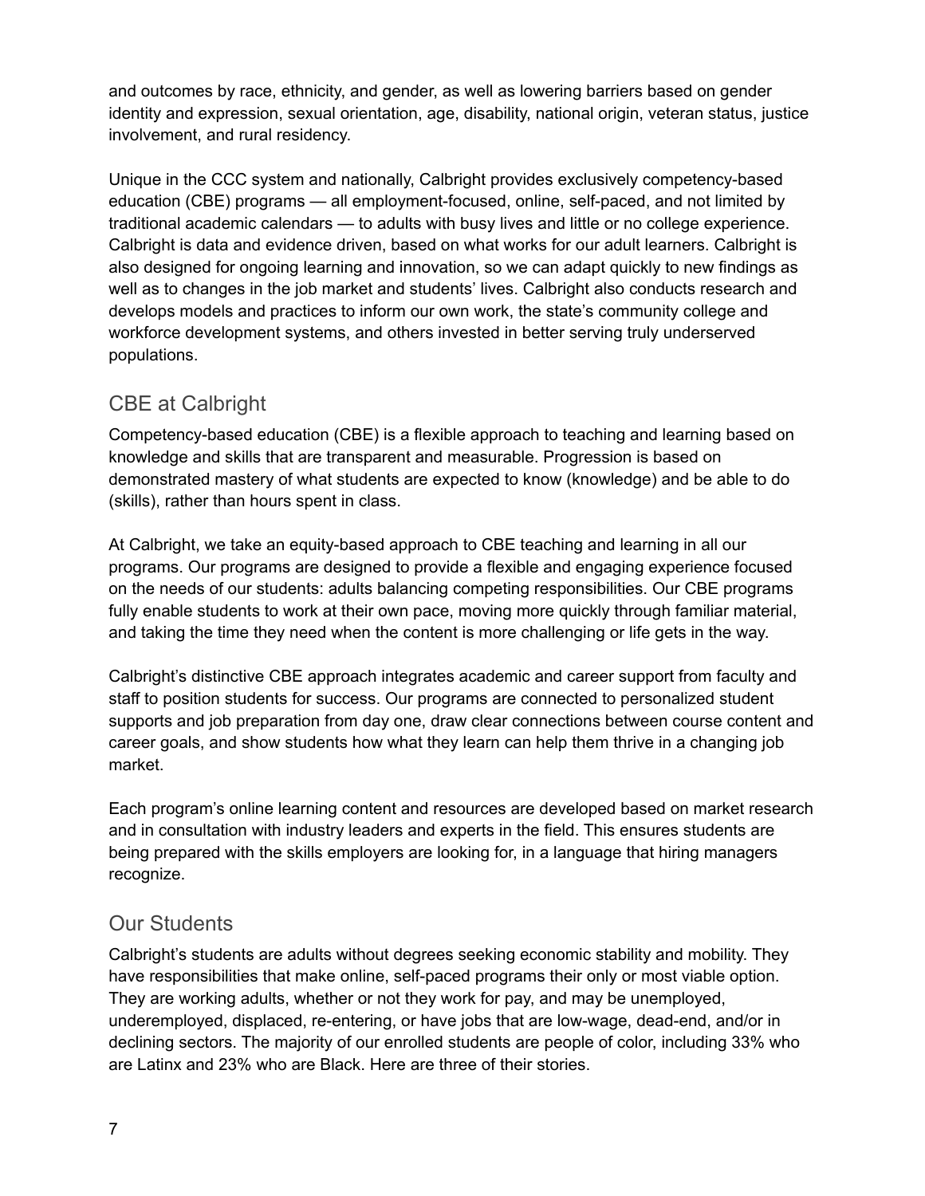and outcomes by race, ethnicity, and gender, as well as lowering barriers based on gender identity and expression, sexual orientation, age, disability, national origin, veteran status, justice involvement, and rural residency.

Unique in the CCC system and nationally, Calbright provides exclusively competency-based education (CBE) programs — all employment-focused, online, self-paced, and not limited by traditional academic calendars — to adults with busy lives and little or no college experience. Calbright is data and evidence driven, based on what works for our adult learners. Calbright is also designed for ongoing learning and innovation, so we can adapt quickly to new findings as well as to changes in the job market and students' lives. Calbright also conducts research and develops models and practices to inform our own work, the state's community college and workforce development systems, and others invested in better serving truly underserved populations.

## CBE at Calbright

Competency-based education (CBE) is a flexible approach to teaching and learning based on knowledge and skills that are transparent and measurable. Progression is based on demonstrated mastery of what students are expected to know (knowledge) and be able to do (skills), rather than hours spent in class.

At Calbright, we take an equity-based approach to CBE teaching and learning in all our programs. Our programs are designed to provide a flexible and engaging experience focused on the needs of our students: adults balancing competing responsibilities. Our CBE programs fully enable students to work at their own pace, moving more quickly through familiar material, and taking the time they need when the content is more challenging or life gets in the way.

Calbright's distinctive CBE approach integrates academic and career support from faculty and staff to position students for success. Our programs are connected to personalized student supports and job preparation from day one, draw clear connections between course content and career goals, and show students how what they learn can help them thrive in a changing job market.

Each program's online learning content and resources are developed based on market research and in consultation with industry leaders and experts in the field. This ensures students are being prepared with the skills employers are looking for, in a language that hiring managers recognize.

## Our Students

Calbright's students are adults without degrees seeking economic stability and mobility. They have responsibilities that make online, self-paced programs their only or most viable option. They are working adults, whether or not they work for pay, and may be unemployed, underemployed, displaced, re-entering, or have jobs that are low-wage, dead-end, and/or in declining sectors. The majority of our enrolled students are people of color, including 33% who are Latinx and 23% who are Black. Here are three of their stories.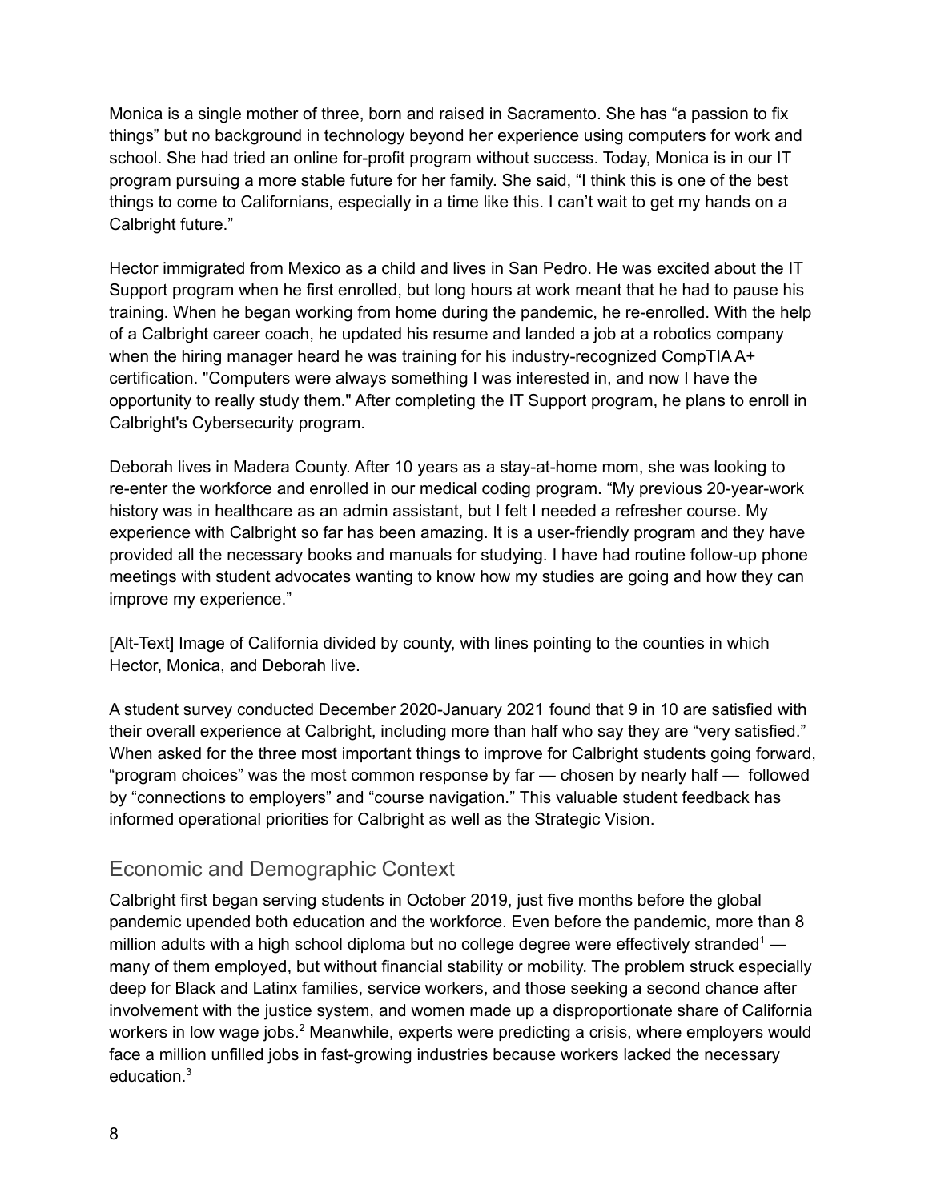Monica is a single mother of three, born and raised in Sacramento. She has “a passion to fix things” but no background in technology beyond her experience using computers for work and school. She had tried an online for-profit program without success. Today, Monica is in our IT program pursuing a more stable future for her family. She said, “I think this is one of the best things to come to Californians, especially in a time like this. I can’t wait to get my hands on a Calbright future.”

Hector immigrated from Mexico as a child and lives in San Pedro. He was excited about the IT Support program when he first enrolled, but long hours at work meant that he had to pause his training. When he began working from home during the pandemic, he re-enrolled. With the help of a Calbright career coach, he updated his resume and landed a job at a robotics company when the hiring manager heard he was training for his industry-recognized CompTIA A+ certification. "Computers were always something I was interested in, and now I have the opportunity to really study them." After completing the IT Support program, he plans to enroll in Calbright's Cybersecurity program.

Deborah lives in Madera County. After 10 years as a stay-at-home mom, she was looking to re-enter the workforce and enrolled in our medical coding program. “My previous 20-year-work history was in healthcare as an admin assistant, but I felt I needed a refresher course. My experience with Calbright so far has been amazing. It is a user-friendly program and they have provided all the necessary books and manuals for studying. I have had routine follow-up phone meetings with student advocates wanting to know how my studies are going and how they can improve my experience.”

[Alt-Text] Image of California divided by county, with lines pointing to the counties in which Hector, Monica, and Deborah live.

A student survey conducted December 2020-January 2021 found that 9 in 10 are satisfied with their overall experience at Calbright, including more than half who say they are “very satisfied.” When asked for the three most important things to improve for Calbright students going forward, “program choices” was the most common response by far — chosen by nearly half — followed by “connections to employers” and “course navigation.” This valuable student feedback has informed operational priorities for Calbright as well as the Strategic Vision.

## Economic and Demographic Context

Calbright first began serving students in October 2019, just five months before the global pandemic upended both education and the workforce. Even before the pandemic, more than 8 million adults with a high school diploma but no college degree were effectively stranded[1] — many of them employed, but without financial stability or mobility. The problem struck especially deep for Black and Latinx families, service workers, and those seeking a second chance after involvement with the justice system, and women made up a disproportionate share of California workers in low wage jobs.[2] Meanwhile, experts were predicting a crisis, where employers would face a million unfilled jobs in fast-growing industries because workers lacked the necessary education.[3]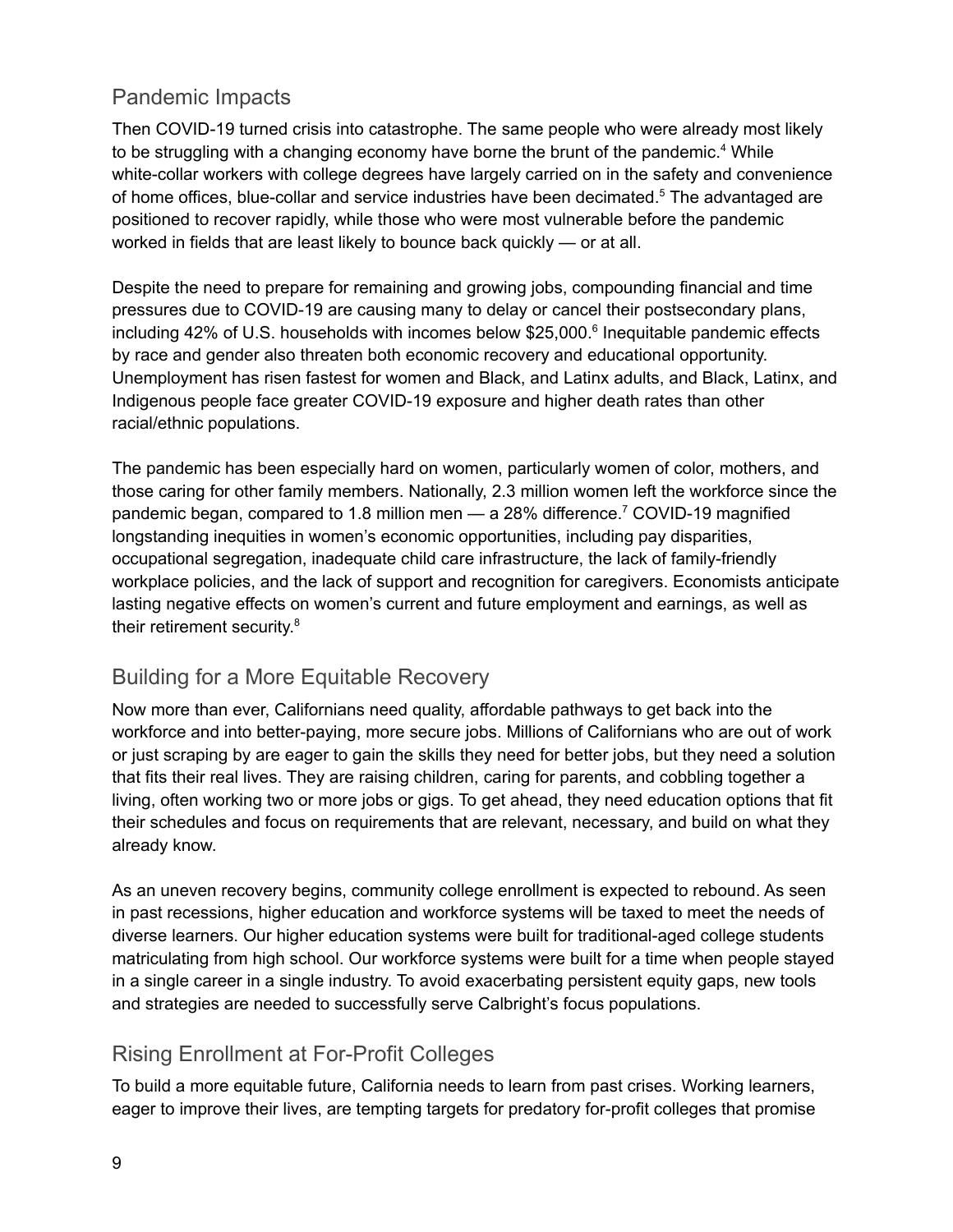## Pandemic Impacts

Then COVID-19 turned crisis into catastrophe. The same people who were already most likely to be struggling with a changing economy have borne the brunt of the pandemic.[4] While white-collar workers with college degrees have largely carried on in the safety and convenience of home offices, blue-collar and service industries have been decimated.[5] The advantaged are positioned to recover rapidly, while those who were most vulnerable before the pandemic worked in fields that are least likely to bounce back quickly — or at all.

Despite the need to prepare for remaining and growing jobs, compounding financial and time pressures due to COVID-19 are causing many to delay or cancel their postsecondary plans, including 42% of U.S. households with incomes below $25,000.[6] Inequitable pandemic effects by race and gender also threaten both economic recovery and educational opportunity. Unemployment has risen fastest for women and Black, and Latinx adults, and Black, Latinx, and Indigenous people face greater COVID-19 exposure and higher death rates than other racial/ethnic populations.

The pandemic has been especially hard on women, particularly women of color, mothers, and those caring for other family members. Nationally, 2.3 million women left the workforce since the pandemic began, compared to 1.8 million men — a 28% difference.[7] COVID-19 magnified longstanding inequities in women's economic opportunities, including pay disparities, occupational segregation, inadequate child care infrastructure, the lack of family-friendly workplace policies, and the lack of support and recognition for caregivers. Economists anticipate lasting negative effects on women's current and future employment and earnings, as well as their retirement security.[8]

## Building for a More Equitable Recovery

Now more than ever, Californians need quality, affordable pathways to get back into the workforce and into better-paying, more secure jobs. Millions of Californians who are out of work or just scraping by are eager to gain the skills they need for better jobs, but they need a solution that fits their real lives. They are raising children, caring for parents, and cobbling together a living, often working two or more jobs or gigs. To get ahead, they need education options that fit their schedules and focus on requirements that are relevant, necessary, and build on what they already know.

As an uneven recovery begins, community college enrollment is expected to rebound. As seen in past recessions, higher education and workforce systems will be taxed to meet the needs of diverse learners. Our higher education systems were built for traditional-aged college students matriculating from high school. Our workforce systems were built for a time when people stayed in a single career in a single industry. To avoid exacerbating persistent equity gaps, new tools and strategies are needed to successfully serve Calbright's focus populations.

## Rising Enrollment at For-Profit Colleges

To build a more equitable future, California needs to learn from past crises. Working learners, eager to improve their lives, are tempting targets for predatory for-profit colleges that promise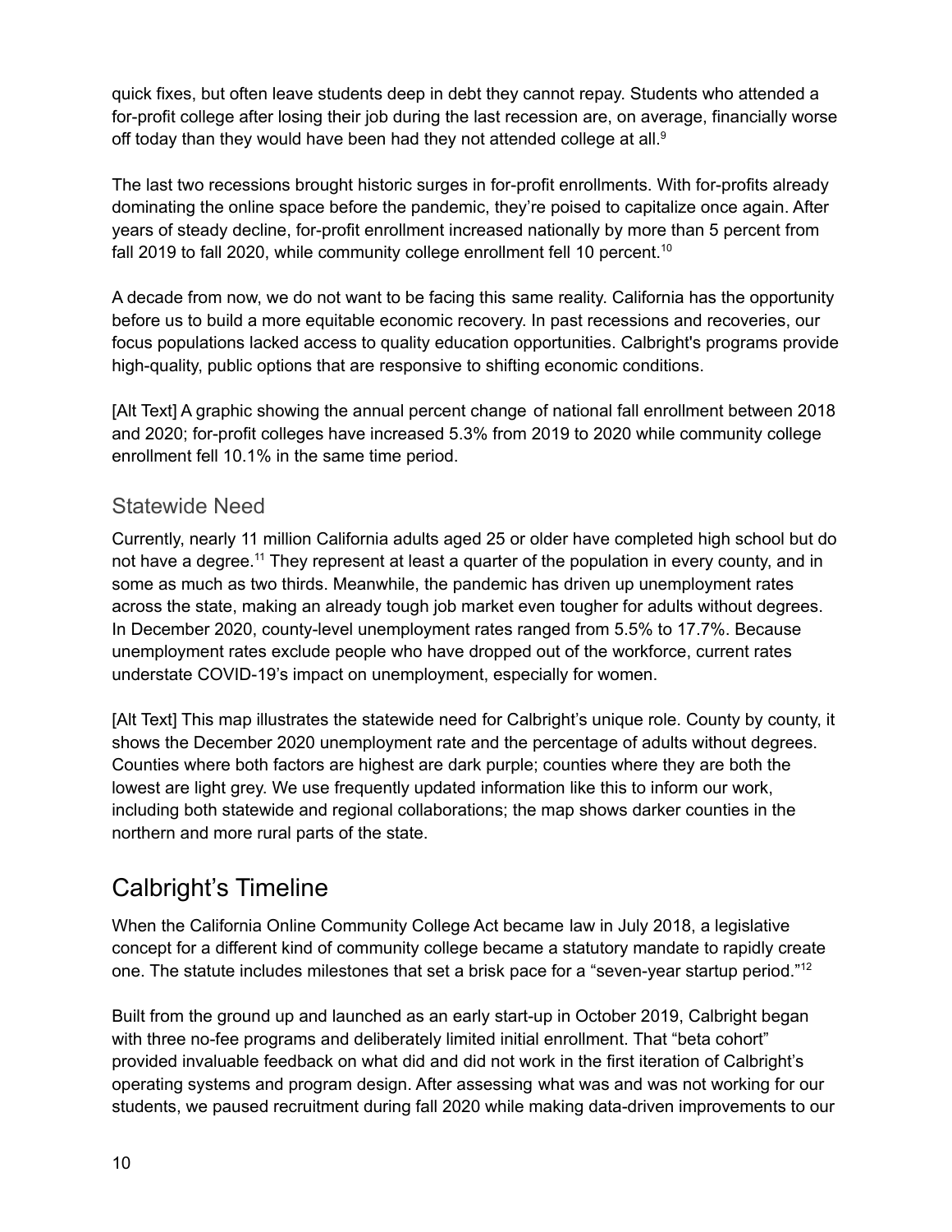quick fixes, but often leave students deep in debt they cannot repay. Students who attended a for-profit college after losing their job during the last recession are, on average, financially worse off today than they would have been had they not attended college at all.[9]

The last two recessions brought historic surges in for-profit enrollments. With for-profits already dominating the online space before the pandemic, they're poised to capitalize once again. After years of steady decline, for-profit enrollment increased nationally by more than 5 percent from fall 2019 to fall 2020, while community college enrollment fell 10 percent.[10]

A decade from now, we do not want to be facing this same reality. California has the opportunity before us to build a more equitable economic recovery. In past recessions and recoveries, our focus populations lacked access to quality education opportunities. Calbright's programs provide high-quality, public options that are responsive to shifting economic conditions.

[Alt Text] A graphic showing the annual percent change of national fall enrollment between 2018 and 2020; for-profit colleges have increased 5.3% from 2019 to 2020 while community college enrollment fell 10.1% in the same time period.

### Statewide Need

Currently, nearly 11 million California adults aged 25 or older have completed high school but do not have a degree.[11] They represent at least a quarter of the population in every county, and in some as much as two thirds. Meanwhile, the pandemic has driven up unemployment rates across the state, making an already tough job market even tougher for adults without degrees. In December 2020, county-level unemployment rates ranged from 5.5% to 17.7%. Because unemployment rates exclude people who have dropped out of the workforce, current rates understate COVID-19's impact on unemployment, especially for women.

[Alt Text] This map illustrates the statewide need for Calbright's unique role. County by county, it shows the December 2020 unemployment rate and the percentage of adults without degrees. Counties where both factors are highest are dark purple; counties where they are both the lowest are light grey. We use frequently updated information like this to inform our work, including both statewide and regional collaborations; the map shows darker counties in the northern and more rural parts of the state.

## Calbright's Timeline

When the California Online Community College Act became law in July 2018, a legislative concept for a different kind of community college became a statutory mandate to rapidly create one. The statute includes milestones that set a brisk pace for a "seven-year startup period."[12]

Built from the ground up and launched as an early start-up in October 2019, Calbright began with three no-fee programs and deliberately limited initial enrollment. That "beta cohort" provided invaluable feedback on what did and did not work in the first iteration of Calbright's operating systems and program design. After assessing what was and was not working for our students, we paused recruitment during fall 2020 while making data-driven improvements to our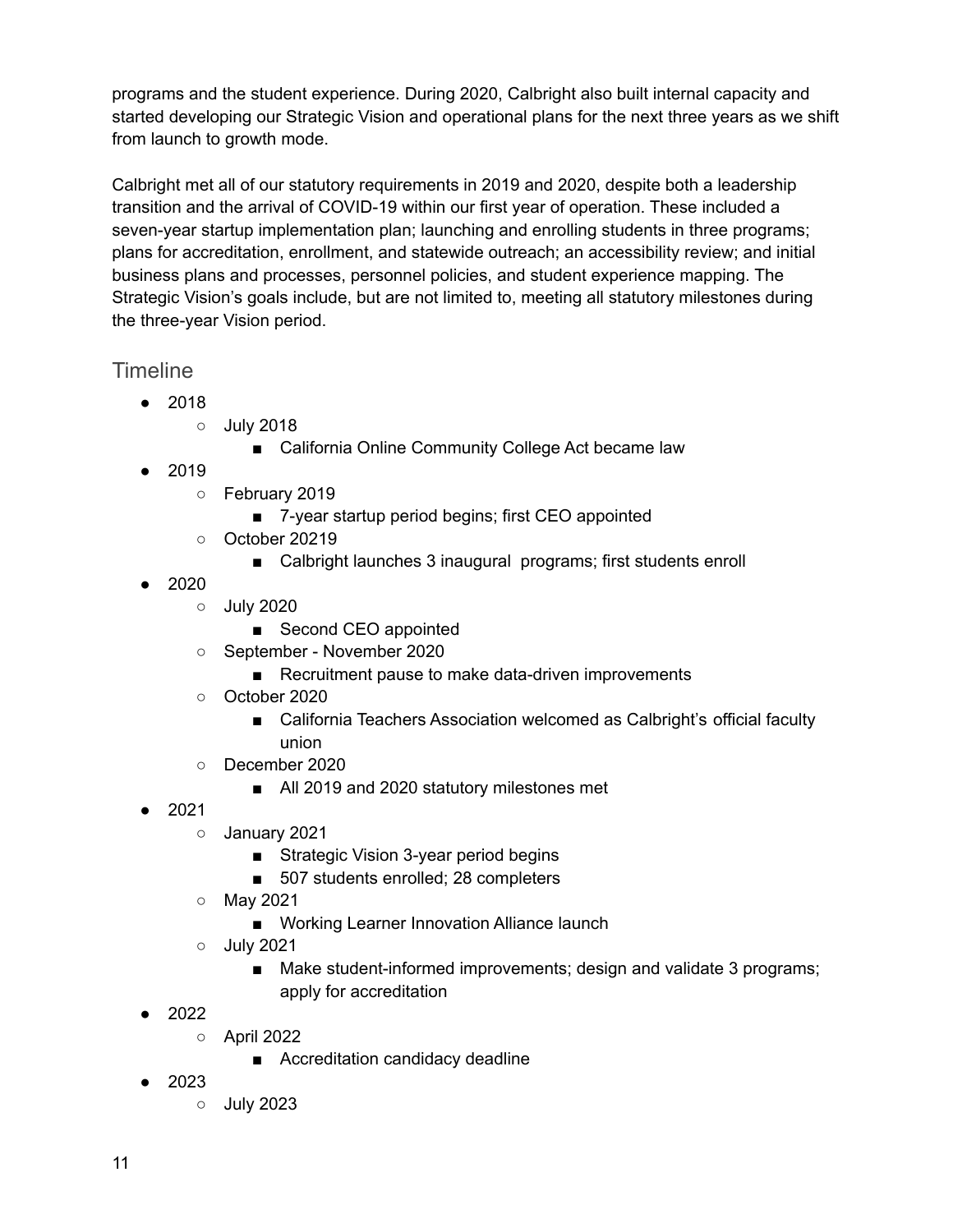programs and the student experience. During 2020, Calbright also built internal capacity and started developing our Strategic Vision and operational plans for the next three years as we shift from launch to growth mode.

Calbright met all of our statutory requirements in 2019 and 2020, despite both a leadership transition and the arrival of COVID-19 within our first year of operation. These included a seven-year startup implementation plan; launching and enrolling students in three programs; plans for accreditation, enrollment, and statewide outreach; an accessibility review; and initial business plans and processes, personnel policies, and student experience mapping. The Strategic Vision's goals include, but are not limited to, meeting all statutory milestones during the three-year Vision period.

## Timeline

- 2018
  - July 2018
    - California Online Community College Act became law
- 2019
  - February 2019
    - 7-year startup period begins; first CEO appointed
  - October 20219
    - Calbright launches 3 inaugural programs; first students enroll
- 2020
  - July 2020
    - Second CEO appointed
  - September - November 2020
    - Recruitment pause to make data-driven improvements
  - October 2020
    - California Teachers Association welcomed as Calbright's official faculty union
  - December 2020
    - All 2019 and 2020 statutory milestones met
- 2021
  - January 2021
    - Strategic Vision 3-year period begins
    - 507 students enrolled; 28 completers
  - May 2021
    - Working Learner Innovation Alliance launch
  - July 2021
    - Make student-informed improvements; design and validate 3 programs; apply for accreditation
- 2022
  - April 2022
    - Accreditation candidacy deadline
- 2023
  - July 2023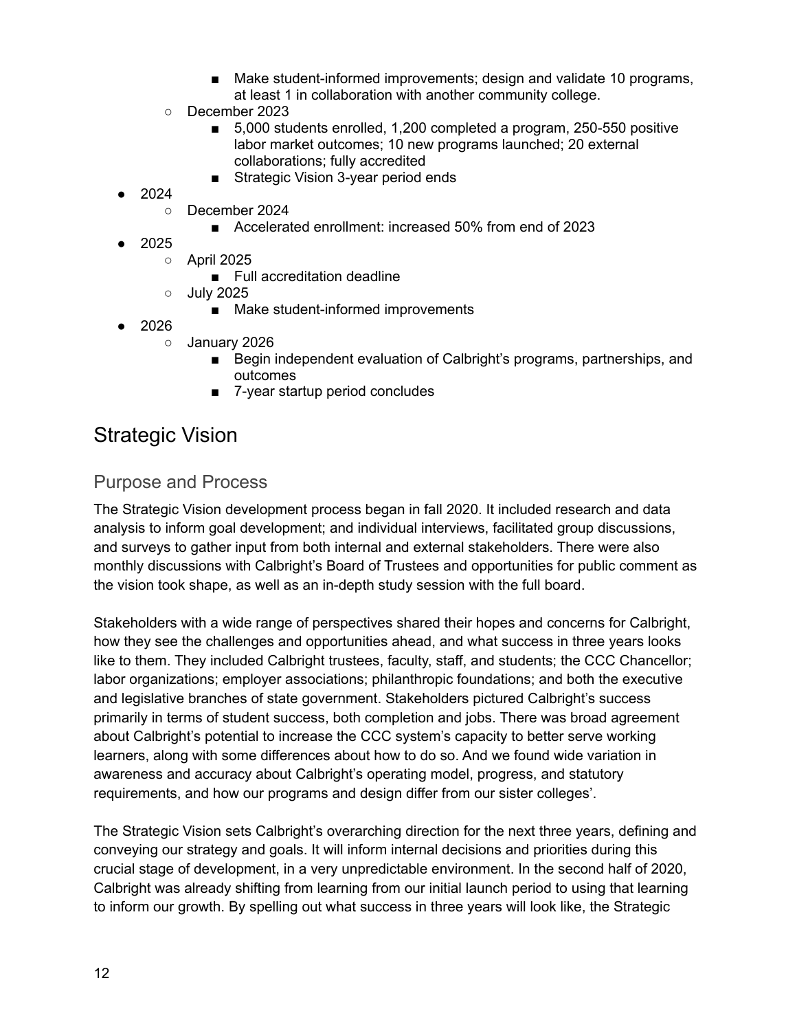- Make student-informed improvements; design and validate 10 programs, at least 1 in collaboration with another community college.
    - December 2023
        - 5,000 students enrolled, 1,200 completed a program, 250-550 positive labor market outcomes; 10 new programs launched; 20 external collaborations; fully accredited
        - Strategic Vision 3-year period ends
- 2024
    - December 2024
        - Accelerated enrollment: increased 50% from end of 2023
- 2025
    - April 2025
        - Full accreditation deadline
    - July 2025
        - Make student-informed improvements
- 2026
    - January 2026
        - Begin independent evaluation of Calbright's programs, partnerships, and outcomes
        - 7-year startup period concludes

# Strategic Vision

## Purpose and Process

The Strategic Vision development process began in fall 2020. It included research and data analysis to inform goal development; and individual interviews, facilitated group discussions, and surveys to gather input from both internal and external stakeholders. There were also monthly discussions with Calbright's Board of Trustees and opportunities for public comment as the vision took shape, as well as an in-depth study session with the full board.

Stakeholders with a wide range of perspectives shared their hopes and concerns for Calbright, how they see the challenges and opportunities ahead, and what success in three years looks like to them. They included Calbright trustees, faculty, staff, and students; the CCC Chancellor; labor organizations; employer associations; philanthropic foundations; and both the executive and legislative branches of state government. Stakeholders pictured Calbright's success primarily in terms of student success, both completion and jobs. There was broad agreement about Calbright's potential to increase the CCC system's capacity to better serve working learners, along with some differences about how to do so. And we found wide variation in awareness and accuracy about Calbright's operating model, progress, and statutory requirements, and how our programs and design differ from our sister colleges'.

The Strategic Vision sets Calbright's overarching direction for the next three years, defining and conveying our strategy and goals. It will inform internal decisions and priorities during this crucial stage of development, in a very unpredictable environment. In the second half of 2020, Calbright was already shifting from learning from our initial launch period to using that learning to inform our growth. By spelling out what success in three years will look like, the Strategic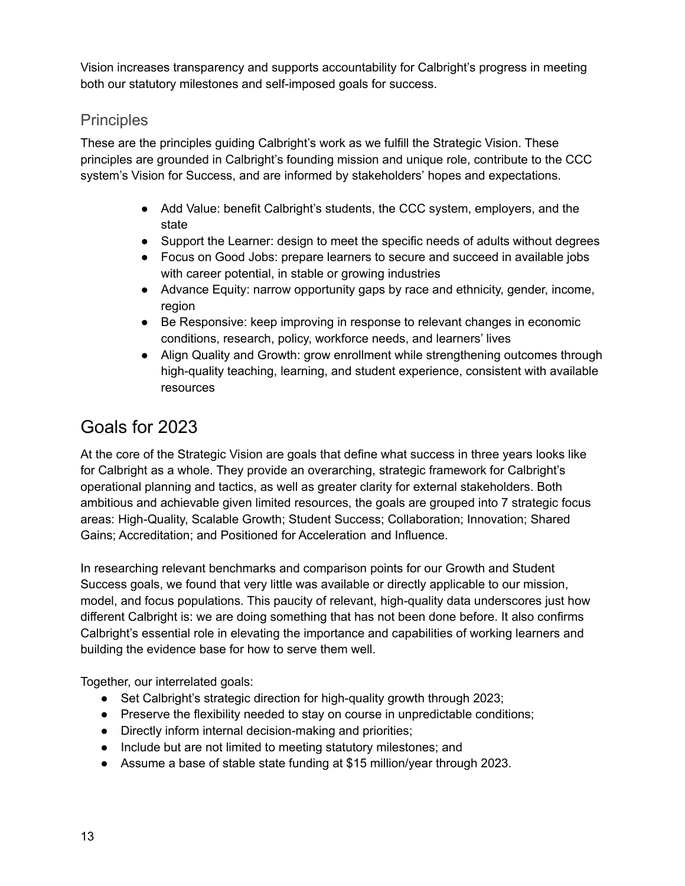Vision increases transparency and supports accountability for Calbright's progress in meeting both our statutory milestones and self-imposed goals for success.

## Principles

These are the principles guiding Calbright's work as we fulfill the Strategic Vision. These principles are grounded in Calbright's founding mission and unique role, contribute to the CCC system's Vision for Success, and are informed by stakeholders' hopes and expectations.

- Add Value: benefit Calbright's students, the CCC system, employers, and the state
- Support the Learner: design to meet the specific needs of adults without degrees
- Focus on Good Jobs: prepare learners to secure and succeed in available jobs with career potential, in stable or growing industries
- Advance Equity: narrow opportunity gaps by race and ethnicity, gender, income, region
- Be Responsive: keep improving in response to relevant changes in economic conditions, research, policy, workforce needs, and learners' lives
- Align Quality and Growth: grow enrollment while strengthening outcomes through high-quality teaching, learning, and student experience, consistent with available resources

# Goals for 2023

At the core of the Strategic Vision are goals that define what success in three years looks like for Calbright as a whole. They provide an overarching, strategic framework for Calbright's operational planning and tactics, as well as greater clarity for external stakeholders. Both ambitious and achievable given limited resources, the goals are grouped into 7 strategic focus areas: High-Quality, Scalable Growth; Student Success; Collaboration; Innovation; Shared Gains; Accreditation; and Positioned for Acceleration and Influence.

In researching relevant benchmarks and comparison points for our Growth and Student Success goals, we found that very little was available or directly applicable to our mission, model, and focus populations. This paucity of relevant, high-quality data underscores just how different Calbright is: we are doing something that has not been done before. It also confirms Calbright's essential role in elevating the importance and capabilities of working learners and building the evidence base for how to serve them well.

Together, our interrelated goals:

- Set Calbright's strategic direction for high-quality growth through 2023;
- Preserve the flexibility needed to stay on course in unpredictable conditions;
- Directly inform internal decision-making and priorities;
- Include but are not limited to meeting statutory milestones; and
- Assume a base of stable state funding at $15 million/year through 2023.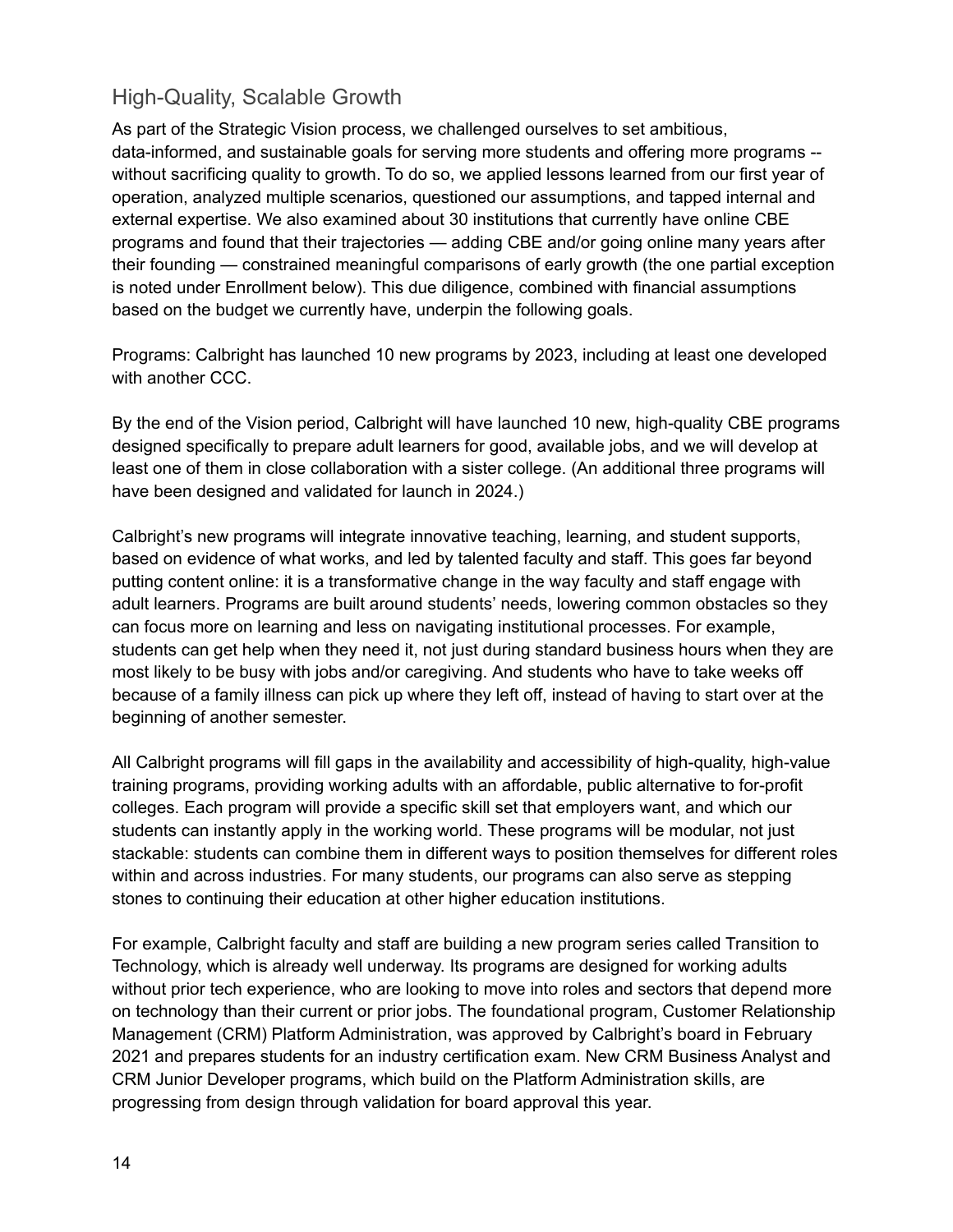## High-Quality, Scalable Growth

As part of the Strategic Vision process, we challenged ourselves to set ambitious, data-informed, and sustainable goals for serving more students and offering more programs -- without sacrificing quality to growth. To do so, we applied lessons learned from our first year of operation, analyzed multiple scenarios, questioned our assumptions, and tapped internal and external expertise. We also examined about 30 institutions that currently have online CBE programs and found that their trajectories — adding CBE and/or going online many years after their founding — constrained meaningful comparisons of early growth (the one partial exception is noted under Enrollment below). This due diligence, combined with financial assumptions based on the budget we currently have, underpin the following goals.

Programs: Calbright has launched 10 new programs by 2023, including at least one developed with another CCC.

By the end of the Vision period, Calbright will have launched 10 new, high-quality CBE programs designed specifically to prepare adult learners for good, available jobs, and we will develop at least one of them in close collaboration with a sister college. (An additional three programs will have been designed and validated for launch in 2024.)

Calbright's new programs will integrate innovative teaching, learning, and student supports, based on evidence of what works, and led by talented faculty and staff. This goes far beyond putting content online: it is a transformative change in the way faculty and staff engage with adult learners. Programs are built around students' needs, lowering common obstacles so they can focus more on learning and less on navigating institutional processes. For example, students can get help when they need it, not just during standard business hours when they are most likely to be busy with jobs and/or caregiving. And students who have to take weeks off because of a family illness can pick up where they left off, instead of having to start over at the beginning of another semester.

All Calbright programs will fill gaps in the availability and accessibility of high-quality, high-value training programs, providing working adults with an affordable, public alternative to for-profit colleges. Each program will provide a specific skill set that employers want, and which our students can instantly apply in the working world. These programs will be modular, not just stackable: students can combine them in different ways to position themselves for different roles within and across industries. For many students, our programs can also serve as stepping stones to continuing their education at other higher education institutions.

For example, Calbright faculty and staff are building a new program series called Transition to Technology, which is already well underway. Its programs are designed for working adults without prior tech experience, who are looking to move into roles and sectors that depend more on technology than their current or prior jobs. The foundational program, Customer Relationship Management (CRM) Platform Administration, was approved by Calbright's board in February 2021 and prepares students for an industry certification exam. New CRM Business Analyst and CRM Junior Developer programs, which build on the Platform Administration skills, are progressing from design through validation for board approval this year.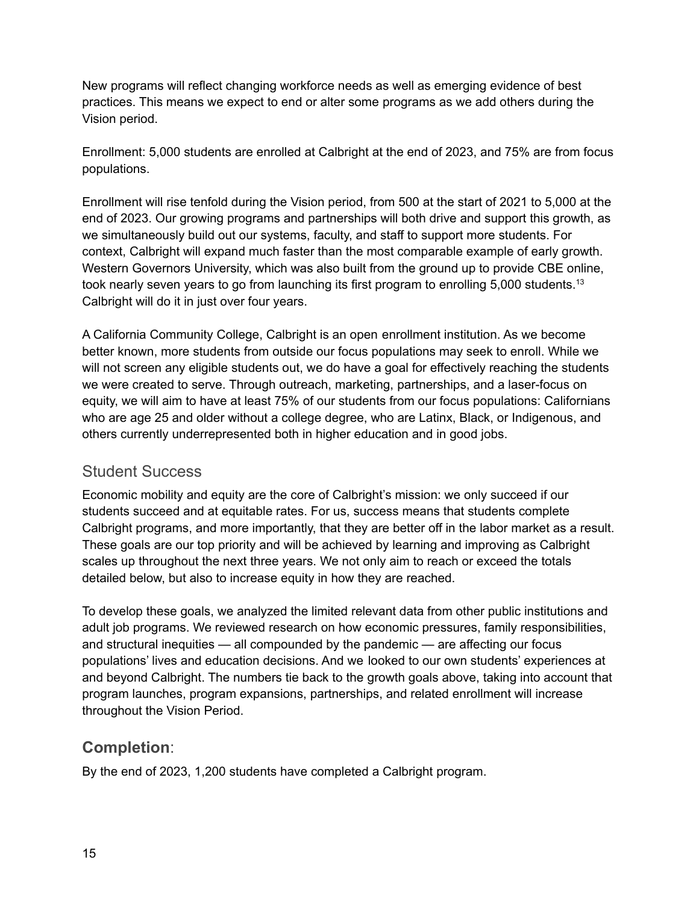New programs will reflect changing workforce needs as well as emerging evidence of best practices. This means we expect to end or alter some programs as we add others during the Vision period.

Enrollment: 5,000 students are enrolled at Calbright at the end of 2023, and 75% are from focus populations.

Enrollment will rise tenfold during the Vision period, from 500 at the start of 2021 to 5,000 at the end of 2023. Our growing programs and partnerships will both drive and support this growth, as we simultaneously build out our systems, faculty, and staff to support more students. For context, Calbright will expand much faster than the most comparable example of early growth. Western Governors University, which was also built from the ground up to provide CBE online, took nearly seven years to go from launching its first program to enrolling 5,000 students.[13] Calbright will do it in just over four years.

A California Community College, Calbright is an open enrollment institution. As we become better known, more students from outside our focus populations may seek to enroll. While we will not screen any eligible students out, we do have a goal for effectively reaching the students we were created to serve. Through outreach, marketing, partnerships, and a laser-focus on equity, we will aim to have at least 75% of our students from our focus populations: Californians who are age 25 and older without a college degree, who are Latinx, Black, or Indigenous, and others currently underrepresented both in higher education and in good jobs.

## Student Success

Economic mobility and equity are the core of Calbright's mission: we only succeed if our students succeed and at equitable rates. For us, success means that students complete Calbright programs, and more importantly, that they are better off in the labor market as a result. These goals are our top priority and will be achieved by learning and improving as Calbright scales up throughout the next three years. We not only aim to reach or exceed the totals detailed below, but also to increase equity in how they are reached.

To develop these goals, we analyzed the limited relevant data from other public institutions and adult job programs. We reviewed research on how economic pressures, family responsibilities, and structural inequities — all compounded by the pandemic — are affecting our focus populations' lives and education decisions. And we looked to our own students' experiences at and beyond Calbright. The numbers tie back to the growth goals above, taking into account that program launches, program expansions, partnerships, and related enrollment will increase throughout the Vision Period.

### **Completion**:

By the end of 2023, 1,200 students have completed a Calbright program.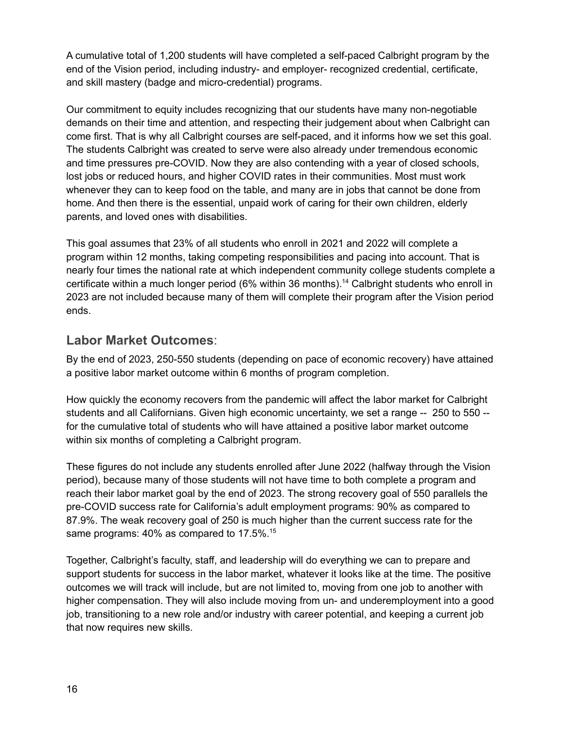A cumulative total of 1,200 students will have completed a self-paced Calbright program by the end of the Vision period, including industry- and employer- recognized credential, certificate, and skill mastery (badge and micro-credential) programs.

Our commitment to equity includes recognizing that our students have many non-negotiable demands on their time and attention, and respecting their judgement about when Calbright can come first. That is why all Calbright courses are self-paced, and it informs how we set this goal. The students Calbright was created to serve were also already under tremendous economic and time pressures pre-COVID. Now they are also contending with a year of closed schools, lost jobs or reduced hours, and higher COVID rates in their communities. Most must work whenever they can to keep food on the table, and many are in jobs that cannot be done from home. And then there is the essential, unpaid work of caring for their own children, elderly parents, and loved ones with disabilities.

This goal assumes that 23% of all students who enroll in 2021 and 2022 will complete a program within 12 months, taking competing responsibilities and pacing into account. That is nearly four times the national rate at which independent community college students complete a certificate within a much longer period (6% within 36 months).[14] Calbright students who enroll in 2023 are not included because many of them will complete their program after the Vision period ends.

## **Labor Market Outcomes**:

By the end of 2023, 250-550 students (depending on pace of economic recovery) have attained a positive labor market outcome within 6 months of program completion.

How quickly the economy recovers from the pandemic will affect the labor market for Calbright students and all Californians. Given high economic uncertainty, we set a range -- 250 to 550 -- for the cumulative total of students who will have attained a positive labor market outcome within six months of completing a Calbright program.

These figures do not include any students enrolled after June 2022 (halfway through the Vision period), because many of those students will not have time to both complete a program and reach their labor market goal by the end of 2023. The strong recovery goal of 550 parallels the pre-COVID success rate for California's adult employment programs: 90% as compared to 87.9%. The weak recovery goal of 250 is much higher than the current success rate for the same programs: 40% as compared to 17.5%.[15]

Together, Calbright's faculty, staff, and leadership will do everything we can to prepare and support students for success in the labor market, whatever it looks like at the time. The positive outcomes we will track will include, but are not limited to, moving from one job to another with higher compensation. They will also include moving from un- and underemployment into a good job, transitioning to a new role and/or industry with career potential, and keeping a current job that now requires new skills.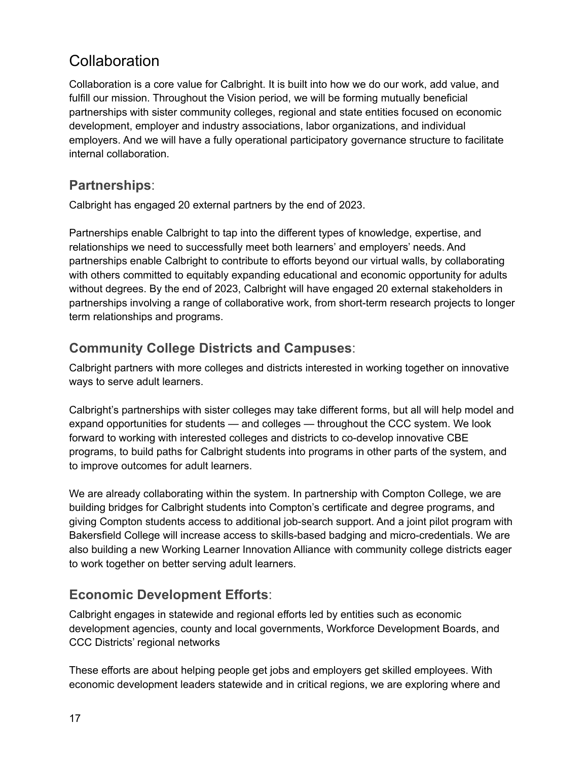## Collaboration

Collaboration is a core value for Calbright. It is built into how we do our work, add value, and fulfill our mission. Throughout the Vision period, we will be forming mutually beneficial partnerships with sister community colleges, regional and state entities focused on economic development, employer and industry associations, labor organizations, and individual employers. And we will have a fully operational participatory governance structure to facilitate internal collaboration.

### **Partnerships**:

Calbright has engaged 20 external partners by the end of 2023.

Partnerships enable Calbright to tap into the different types of knowledge, expertise, and relationships we need to successfully meet both learners' and employers' needs. And partnerships enable Calbright to contribute to efforts beyond our virtual walls, by collaborating with others committed to equitably expanding educational and economic opportunity for adults without degrees. By the end of 2023, Calbright will have engaged 20 external stakeholders in partnerships involving a range of collaborative work, from short-term research projects to longer term relationships and programs.

### **Community College Districts and Campuses**:

Calbright partners with more colleges and districts interested in working together on innovative ways to serve adult learners.

Calbright's partnerships with sister colleges may take different forms, but all will help model and expand opportunities for students — and colleges — throughout the CCC system. We look forward to working with interested colleges and districts to co-develop innovative CBE programs, to build paths for Calbright students into programs in other parts of the system, and to improve outcomes for adult learners.

We are already collaborating within the system. In partnership with Compton College, we are building bridges for Calbright students into Compton's certificate and degree programs, and giving Compton students access to additional job-search support. And a joint pilot program with Bakersfield College will increase access to skills-based badging and micro-credentials. We are also building a new Working Learner Innovation Alliance with community college districts eager to work together on better serving adult learners.

### **Economic Development Efforts**:

Calbright engages in statewide and regional efforts led by entities such as economic development agencies, county and local governments, Workforce Development Boards, and CCC Districts' regional networks

These efforts are about helping people get jobs and employers get skilled employees. With economic development leaders statewide and in critical regions, we are exploring where and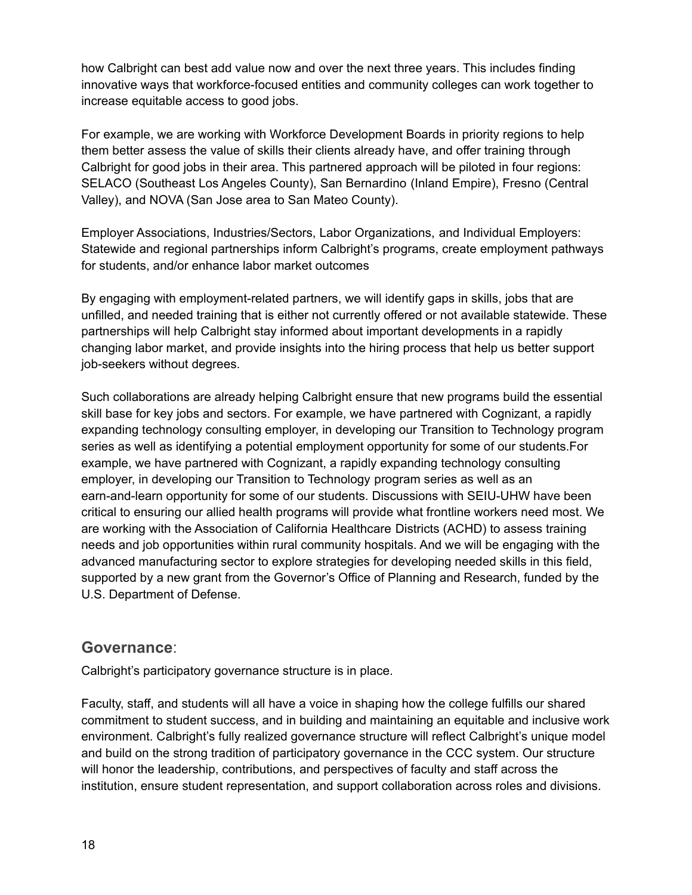how Calbright can best add value now and over the next three years. This includes finding innovative ways that workforce-focused entities and community colleges can work together to increase equitable access to good jobs.

For example, we are working with Workforce Development Boards in priority regions to help them better assess the value of skills their clients already have, and offer training through Calbright for good jobs in their area. This partnered approach will be piloted in four regions: SELACO (Southeast Los Angeles County), San Bernardino (Inland Empire), Fresno (Central Valley), and NOVA (San Jose area to San Mateo County).

Employer Associations, Industries/Sectors, Labor Organizations, and Individual Employers: Statewide and regional partnerships inform Calbright's programs, create employment pathways for students, and/or enhance labor market outcomes

By engaging with employment-related partners, we will identify gaps in skills, jobs that are unfilled, and needed training that is either not currently offered or not available statewide. These partnerships will help Calbright stay informed about important developments in a rapidly changing labor market, and provide insights into the hiring process that help us better support job-seekers without degrees.

Such collaborations are already helping Calbright ensure that new programs build the essential skill base for key jobs and sectors. For example, we have partnered with Cognizant, a rapidly expanding technology consulting employer, in developing our Transition to Technology program series as well as identifying a potential employment opportunity for some of our students.For example, we have partnered with Cognizant, a rapidly expanding technology consulting employer, in developing our Transition to Technology program series as well as an earn-and-learn opportunity for some of our students. Discussions with SEIU-UHW have been critical to ensuring our allied health programs will provide what frontline workers need most. We are working with the Association of California Healthcare Districts (ACHD) to assess training needs and job opportunities within rural community hospitals. And we will be engaging with the advanced manufacturing sector to explore strategies for developing needed skills in this field, supported by a new grant from the Governor's Office of Planning and Research, funded by the U.S. Department of Defense.

## Governance:

Calbright's participatory governance structure is in place.

Faculty, staff, and students will all have a voice in shaping how the college fulfills our shared commitment to student success, and in building and maintaining an equitable and inclusive work environment. Calbright's fully realized governance structure will reflect Calbright's unique model and build on the strong tradition of participatory governance in the CCC system. Our structure will honor the leadership, contributions, and perspectives of faculty and staff across the institution, ensure student representation, and support collaboration across roles and divisions.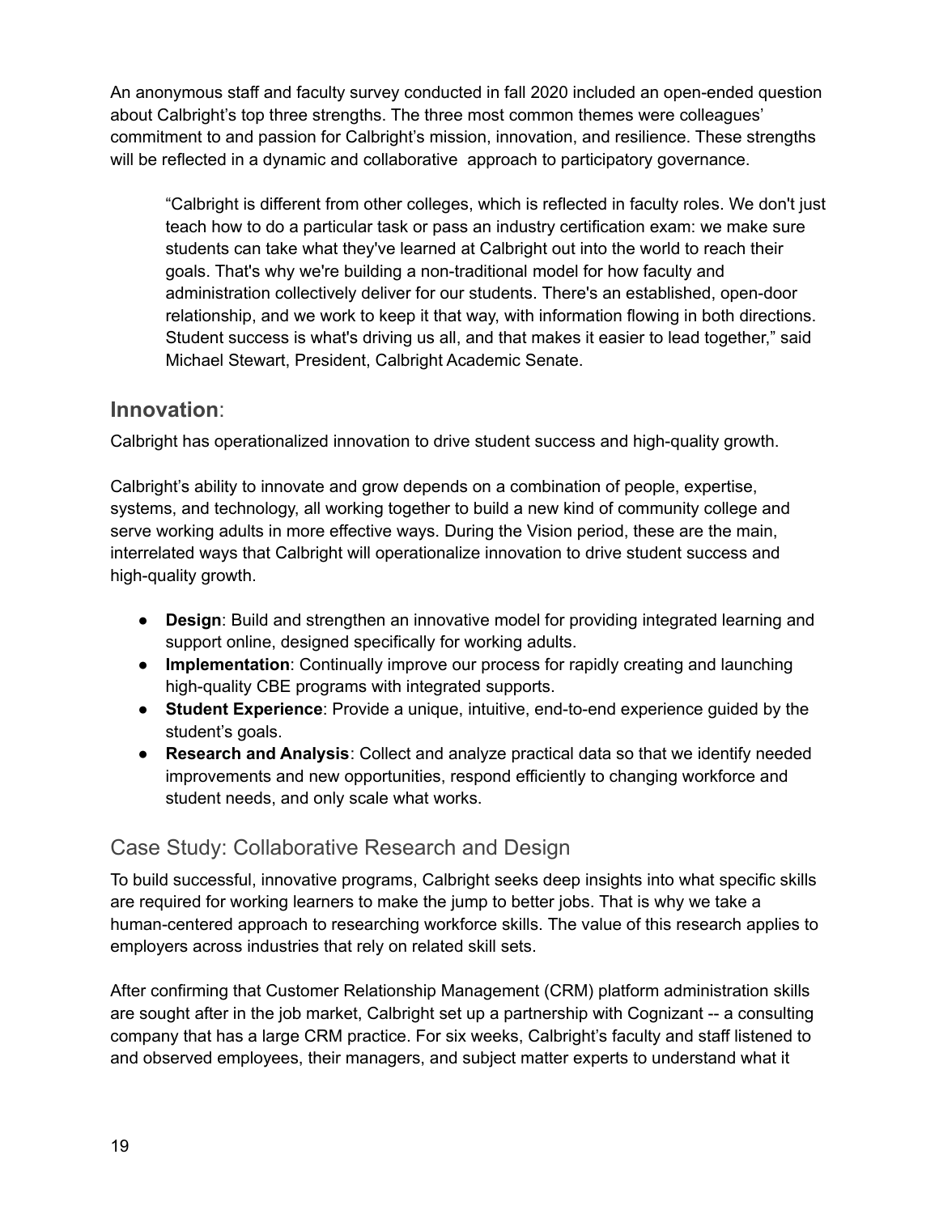An anonymous staff and faculty survey conducted in fall 2020 included an open-ended question about Calbright's top three strengths. The three most common themes were colleagues' commitment to and passion for Calbright's mission, innovation, and resilience. These strengths will be reflected in a dynamic and collaborative approach to participatory governance.

> "Calbright is different from other colleges, which is reflected in faculty roles. We don't just teach how to do a particular task or pass an industry certification exam: we make sure students can take what they've learned at Calbright out into the world to reach their goals. That's why we're building a non-traditional model for how faculty and administration collectively deliver for our students. There's an established, open-door relationship, and we work to keep it that way, with information flowing in both directions. Student success is what's driving us all, and that makes it easier to lead together," said Michael Stewart, President, Calbright Academic Senate.

## **Innovation**:

Calbright has operationalized innovation to drive student success and high-quality growth.

Calbright's ability to innovate and grow depends on a combination of people, expertise, systems, and technology, all working together to build a new kind of community college and serve working adults in more effective ways. During the Vision period, these are the main, interrelated ways that Calbright will operationalize innovation to drive student success and high-quality growth.

- **Design**: Build and strengthen an innovative model for providing integrated learning and support online, designed specifically for working adults.
- **Implementation**: Continually improve our process for rapidly creating and launching high-quality CBE programs with integrated supports.
- **Student Experience**: Provide a unique, intuitive, end-to-end experience guided by the student's goals.
- **Research and Analysis**: Collect and analyze practical data so that we identify needed improvements and new opportunities, respond efficiently to changing workforce and student needs, and only scale what works.

### Case Study: Collaborative Research and Design

To build successful, innovative programs, Calbright seeks deep insights into what specific skills are required for working learners to make the jump to better jobs. That is why we take a human-centered approach to researching workforce skills. The value of this research applies to employers across industries that rely on related skill sets.

After confirming that Customer Relationship Management (CRM) platform administration skills are sought after in the job market, Calbright set up a partnership with Cognizant -- a consulting company that has a large CRM practice. For six weeks, Calbright's faculty and staff listened to and observed employees, their managers, and subject matter experts to understand what it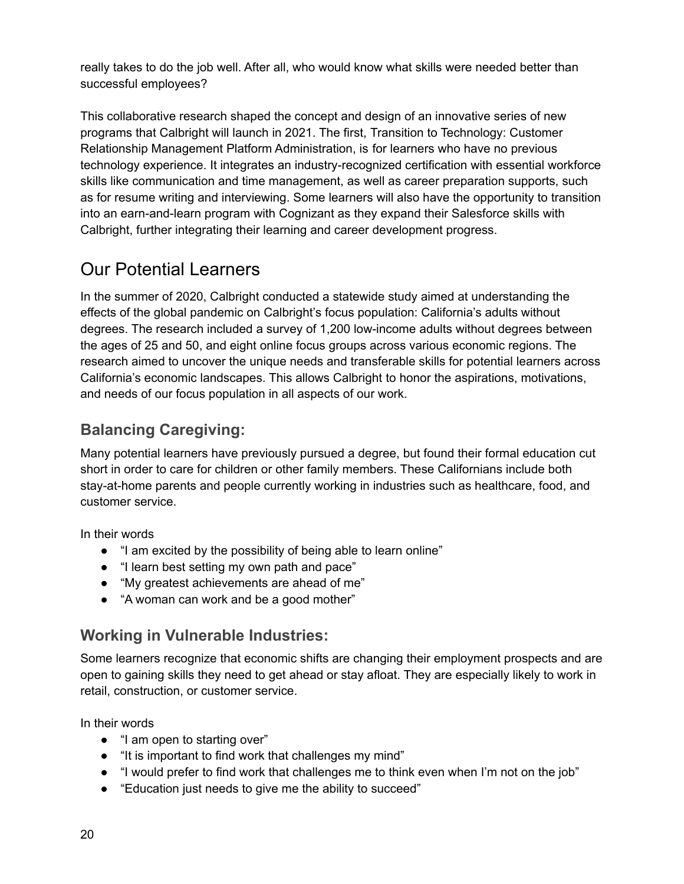really takes to do the job well. After all, who would know what skills were needed better than successful employees?

This collaborative research shaped the concept and design of an innovative series of new programs that Calbright will launch in 2021. The first, Transition to Technology: Customer Relationship Management Platform Administration, is for learners who have no previous technology experience. It integrates an industry-recognized certification with essential workforce skills like communication and time management, as well as career preparation supports, such as for resume writing and interviewing. Some learners will also have the opportunity to transition into an earn-and-learn program with Cognizant as they expand their Salesforce skills with Calbright, further integrating their learning and career development progress.

## Our Potential Learners

In the summer of 2020, Calbright conducted a statewide study aimed at understanding the effects of the global pandemic on Calbright's focus population: California's adults without degrees. The research included a survey of 1,200 low-income adults without degrees between the ages of 25 and 50, and eight online focus groups across various economic regions. The research aimed to uncover the unique needs and transferable skills for potential learners across California's economic landscapes. This allows Calbright to honor the aspirations, motivations, and needs of our focus population in all aspects of our work.

### Balancing Caregiving:

Many potential learners have previously pursued a degree, but found their formal education cut short in order to care for children or other family members. These Californians include both stay-at-home parents and people currently working in industries such as healthcare, food, and customer service.

In their words

- "I am excited by the possibility of being able to learn online"
- "I learn best setting my own path and pace"
- "My greatest achievements are ahead of me"
- "A woman can work and be a good mother"

### Working in Vulnerable Industries:

Some learners recognize that economic shifts are changing their employment prospects and are open to gaining skills they need to get ahead or stay afloat. They are especially likely to work in retail, construction, or customer service.

In their words

- "I am open to starting over"
- "It is important to find work that challenges my mind"
- "I would prefer to find work that challenges me to think even when I'm not on the job"
- "Education just needs to give me the ability to succeed"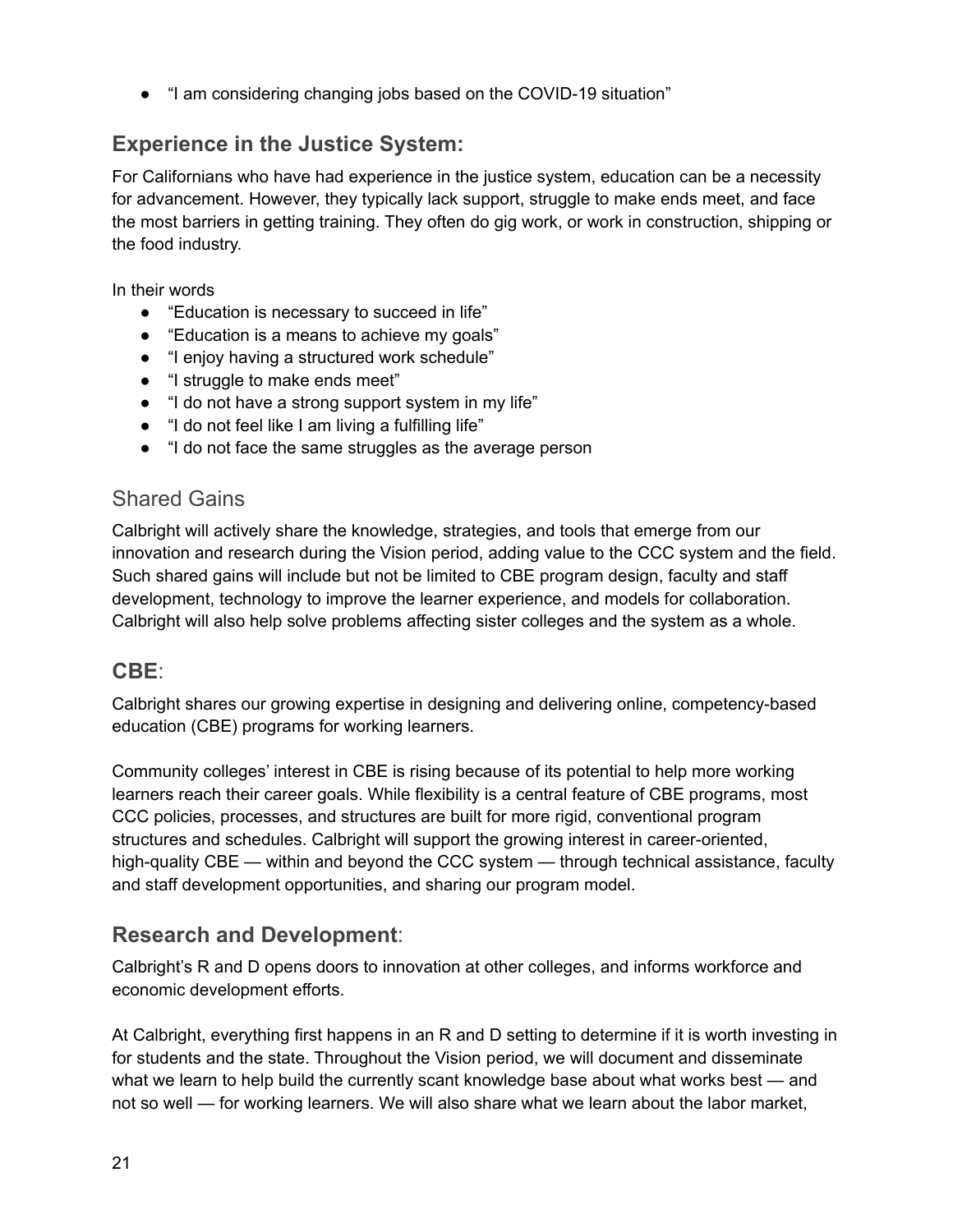- "I am considering changing jobs based on the COVID-19 situation"

### **Experience in the Justice System:**

For Californians who have had experience in the justice system, education can be a necessity for advancement. However, they typically lack support, struggle to make ends meet, and face the most barriers in getting training. They often do gig work, or work in construction, shipping or the food industry.

In their words

- "Education is necessary to succeed in life"
- "Education is a means to achieve my goals"
- "I enjoy having a structured work schedule"
- "I struggle to make ends meet"
- "I do not have a strong support system in my life"
- "I do not feel like I am living a fulfilling life"
- "I do not face the same struggles as the average person

## Shared Gains

Calbright will actively share the knowledge, strategies, and tools that emerge from our innovation and research during the Vision period, adding value to the CCC system and the field. Such shared gains will include but not be limited to CBE program design, faculty and staff development, technology to improve the learner experience, and models for collaboration. Calbright will also help solve problems affecting sister colleges and the system as a whole.

### **CBE**:

Calbright shares our growing expertise in designing and delivering online, competency-based education (CBE) programs for working learners.

Community colleges' interest in CBE is rising because of its potential to help more working learners reach their career goals. While flexibility is a central feature of CBE programs, most CCC policies, processes, and structures are built for more rigid, conventional program structures and schedules. Calbright will support the growing interest in career-oriented, high-quality CBE — within and beyond the CCC system — through technical assistance, faculty and staff development opportunities, and sharing our program model.

### **Research and Development**:

Calbright's R and D opens doors to innovation at other colleges, and informs workforce and economic development efforts.

At Calbright, everything first happens in an R and D setting to determine if it is worth investing in for students and the state. Throughout the Vision period, we will document and disseminate what we learn to help build the currently scant knowledge base about what works best — and not so well — for working learners. We will also share what we learn about the labor market,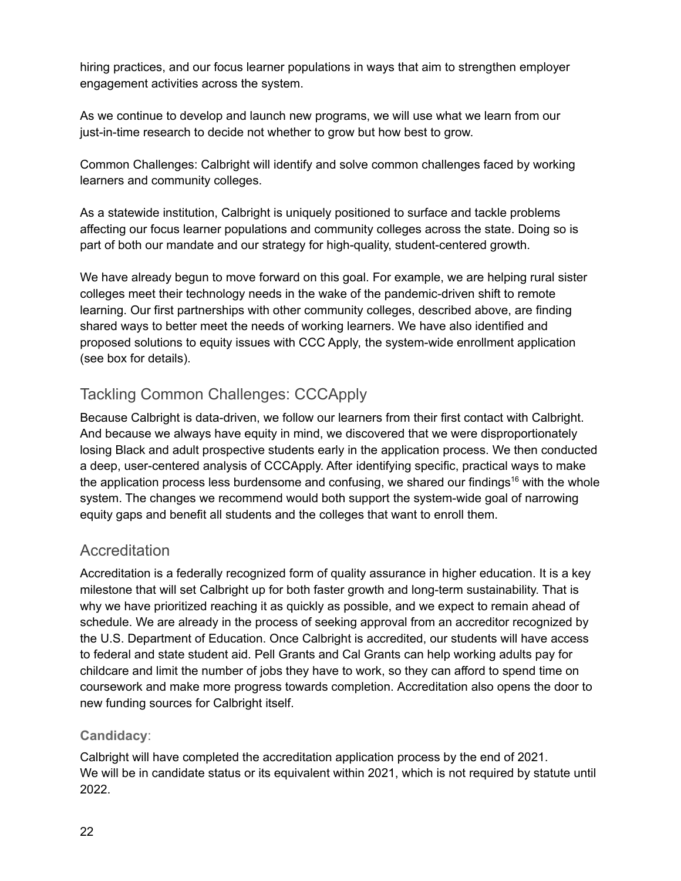hiring practices, and our focus learner populations in ways that aim to strengthen employer engagement activities across the system.

As we continue to develop and launch new programs, we will use what we learn from our just-in-time research to decide not whether to grow but how best to grow.

Common Challenges: Calbright will identify and solve common challenges faced by working learners and community colleges.

As a statewide institution, Calbright is uniquely positioned to surface and tackle problems affecting our focus learner populations and community colleges across the state. Doing so is part of both our mandate and our strategy for high-quality, student-centered growth.

We have already begun to move forward on this goal. For example, we are helping rural sister colleges meet their technology needs in the wake of the pandemic-driven shift to remote learning. Our first partnerships with other community colleges, described above, are finding shared ways to better meet the needs of working learners. We have also identified and proposed solutions to equity issues with CCC Apply, the system-wide enrollment application (see box for details).

## Tackling Common Challenges: CCCApply

Because Calbright is data-driven, we follow our learners from their first contact with Calbright. And because we always have equity in mind, we discovered that we were disproportionately losing Black and adult prospective students early in the application process. We then conducted a deep, user-centered analysis of CCCApply. After identifying specific, practical ways to make the application process less burdensome and confusing, we shared our findings[16] with the whole system. The changes we recommend would both support the system-wide goal of narrowing equity gaps and benefit all students and the colleges that want to enroll them.

## Accreditation

Accreditation is a federally recognized form of quality assurance in higher education. It is a key milestone that will set Calbright up for both faster growth and long-term sustainability. That is why we have prioritized reaching it as quickly as possible, and we expect to remain ahead of schedule. We are already in the process of seeking approval from an accreditor recognized by the U.S. Department of Education. Once Calbright is accredited, our students will have access to federal and state student aid. Pell Grants and Cal Grants can help working adults pay for childcare and limit the number of jobs they have to work, so they can afford to spend time on coursework and make more progress towards completion. Accreditation also opens the door to new funding sources for Calbright itself.

### Candidacy:

Calbright will have completed the accreditation application process by the end of 2021.
We will be in candidate status or its equivalent within 2021, which is not required by statute until 2022.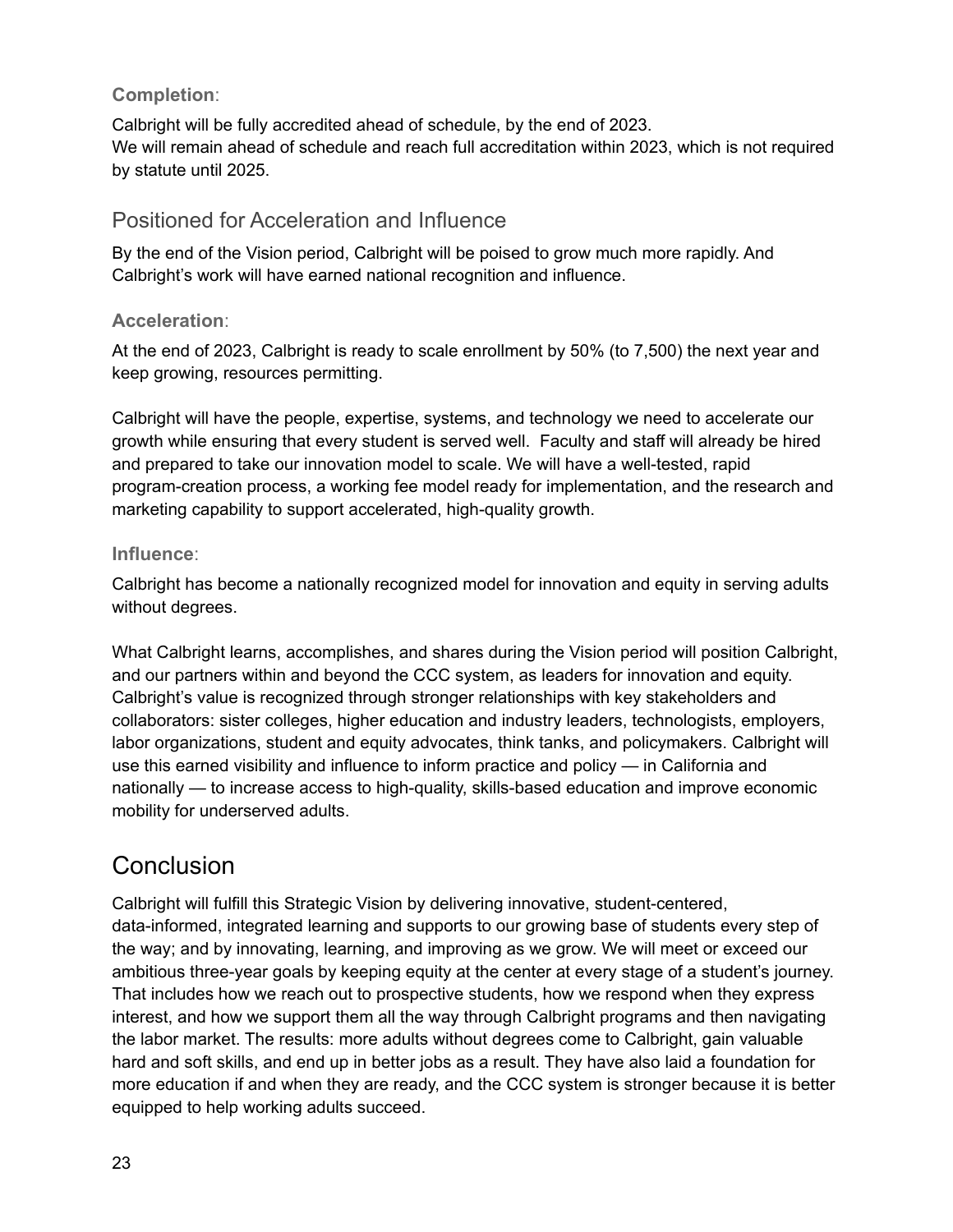#### Completion:

Calbright will be fully accredited ahead of schedule, by the end of 2023.
We will remain ahead of schedule and reach full accreditation within 2023, which is not required by statute until 2025.

### Positioned for Acceleration and Influence

By the end of the Vision period, Calbright will be poised to grow much more rapidly. And Calbright's work will have earned national recognition and influence.

#### Acceleration:

At the end of 2023, Calbright is ready to scale enrollment by 50% (to 7,500) the next year and keep growing, resources permitting.

Calbright will have the people, expertise, systems, and technology we need to accelerate our growth while ensuring that every student is served well. Faculty and staff will already be hired and prepared to take our innovation model to scale. We will have a well-tested, rapid program-creation process, a working fee model ready for implementation, and the research and marketing capability to support accelerated, high-quality growth.

#### Influence:

Calbright has become a nationally recognized model for innovation and equity in serving adults without degrees.

What Calbright learns, accomplishes, and shares during the Vision period will position Calbright, and our partners within and beyond the CCC system, as leaders for innovation and equity. Calbright's value is recognized through stronger relationships with key stakeholders and collaborators: sister colleges, higher education and industry leaders, technologists, employers, labor organizations, student and equity advocates, think tanks, and policymakers. Calbright will use this earned visibility and influence to inform practice and policy — in California and nationally — to increase access to high-quality, skills-based education and improve economic mobility for underserved adults.

## Conclusion

Calbright will fulfill this Strategic Vision by delivering innovative, student-centered, data-informed, integrated learning and supports to our growing base of students every step of the way; and by innovating, learning, and improving as we grow. We will meet or exceed our ambitious three-year goals by keeping equity at the center at every stage of a student's journey. That includes how we reach out to prospective students, how we respond when they express interest, and how we support them all the way through Calbright programs and then navigating the labor market. The results: more adults without degrees come to Calbright, gain valuable hard and soft skills, and end up in better jobs as a result. They have also laid a foundation for more education if and when they are ready, and the CCC system is stronger because it is better equipped to help working adults succeed.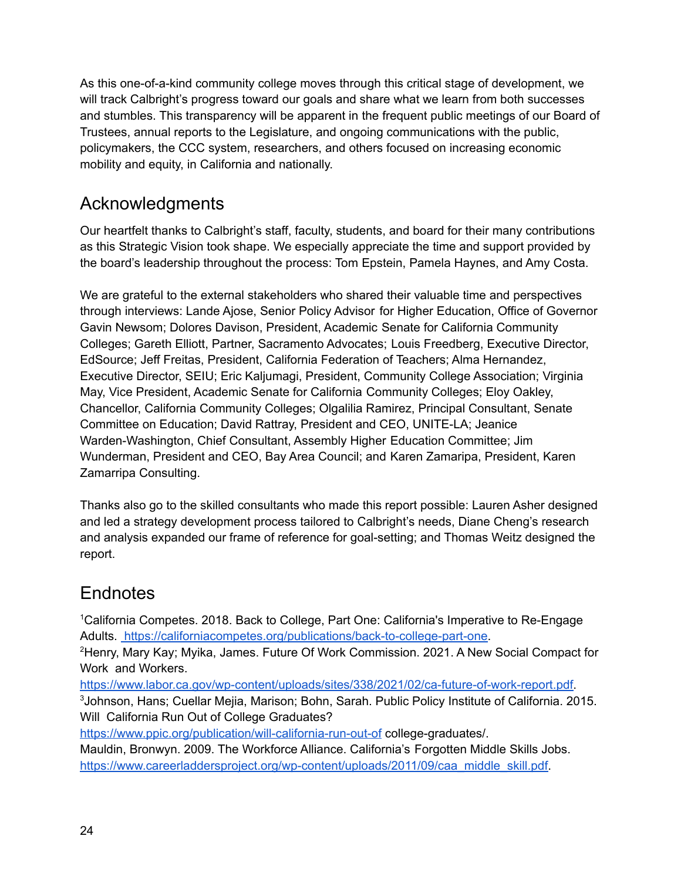As this one-of-a-kind community college moves through this critical stage of development, we will track Calbright's progress toward our goals and share what we learn from both successes and stumbles. This transparency will be apparent in the frequent public meetings of our Board of Trustees, annual reports to the Legislature, and ongoing communications with the public, policymakers, the CCC system, researchers, and others focused on increasing economic mobility and equity, in California and nationally.

## Acknowledgments

Our heartfelt thanks to Calbright's staff, faculty, students, and board for their many contributions as this Strategic Vision took shape. We especially appreciate the time and support provided by the board's leadership throughout the process: Tom Epstein, Pamela Haynes, and Amy Costa.

We are grateful to the external stakeholders who shared their valuable time and perspectives through interviews: Lande Ajose, Senior Policy Advisor for Higher Education, Office of Governor Gavin Newsom; Dolores Davison, President, Academic Senate for California Community Colleges; Gareth Elliott, Partner, Sacramento Advocates; Louis Freedberg, Executive Director, EdSource; Jeff Freitas, President, California Federation of Teachers; Alma Hernandez, Executive Director, SEIU; Eric Kaljumagi, President, Community College Association; Virginia May, Vice President, Academic Senate for California Community Colleges; Eloy Oakley, Chancellor, California Community Colleges; Olgalilia Ramirez, Principal Consultant, Senate Committee on Education; David Rattray, President and CEO, UNITE-LA; Jeanice Warden-Washington, Chief Consultant, Assembly Higher Education Committee; Jim Wunderman, President and CEO, Bay Area Council; and Karen Zamaripa, President, Karen Zamarripa Consulting.

Thanks also go to the skilled consultants who made this report possible: Lauren Asher designed and led a strategy development process tailored to Calbright's needs, Diane Cheng's research and analysis expanded our frame of reference for goal-setting; and Thomas Weitz designed the report.

## Endnotes

[1]California Competes. 2018. Back to College, Part One: California's Imperative to Re-Engage Adults. https://californiacompetes.org/publications/back-to-college-part-one.

[2]Henry, Mary Kay; Myika, James. Future Of Work Commission. 2021. A New Social Compact for Work and Workers. https://www.labor.ca.gov/wp-content/uploads/sites/338/2021/02/ca-future-of-work-report.pdf.

[3]Johnson, Hans; Cuellar Mejia, Marison; Bohn, Sarah. Public Policy Institute of California. 2015. Will California Run Out of College Graduates? https://www.ppic.org/publication/will-california-run-out-of college-graduates/.

Mauldin, Bronwyn. 2009. The Workforce Alliance. California's Forgotten Middle Skills Jobs. https://www.careerladdersproject.org/wp-content/uploads/2011/09/caa_middle_skill.pdf.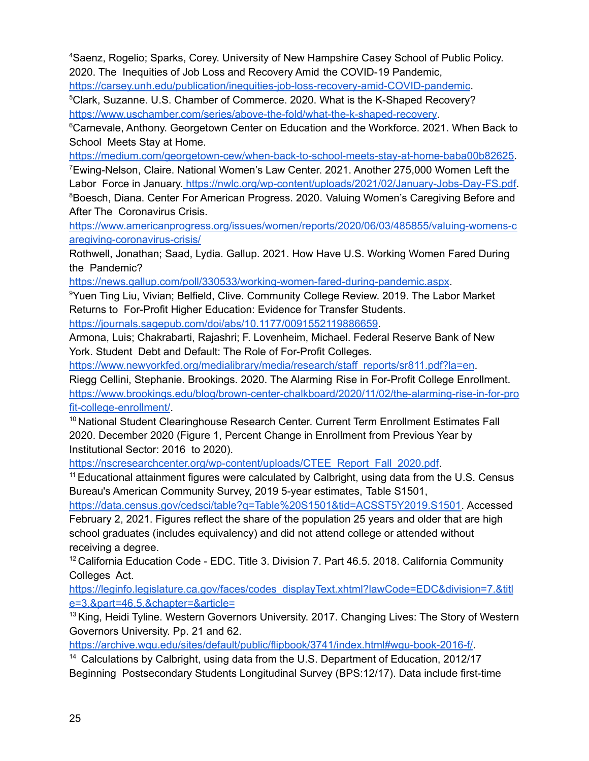[4]Saenz, Rogelio; Sparks, Corey. University of New Hampshire Casey School of Public Policy. 2020. The Inequities of Job Loss and Recovery Amid the COVID-19 Pandemic, https://carsey.unh.edu/publication/inequities-job-loss-recovery-amid-COVID-pandemic.

[5]Clark, Suzanne. U.S. Chamber of Commerce. 2020. What is the K-Shaped Recovery? https://www.uschamber.com/series/above-the-fold/what-the-k-shaped-recovery.

[6]Carnevale, Anthony. Georgetown Center on Education and the Workforce. 2021. When Back to School Meets Stay at Home. https://medium.com/georgetown-cew/when-back-to-school-meets-stay-at-home-baba00b82625.

[7]Ewing-Nelson, Claire. National Women's Law Center. 2021. Another 275,000 Women Left the Labor Force in January. https://nwlc.org/wp-content/uploads/2021/02/January-Jobs-Day-FS.pdf.

[8]Boesch, Diana. Center For American Progress. 2020. Valuing Women's Caregiving Before and After The Coronavirus Crisis. https://www.americanprogress.org/issues/women/reports/2020/06/03/485855/valuing-womens-caregiving-coronavirus-crisis/

Rothwell, Jonathan; Saad, Lydia. Gallup. 2021. How Have U.S. Working Women Fared During the Pandemic? https://news.gallup.com/poll/330533/working-women-fared-during-pandemic.aspx.

[9]Yuen Ting Liu, Vivian; Belfield, Clive. Community College Review. 2019. The Labor Market Returns to For-Profit Higher Education: Evidence for Transfer Students. https://journals.sagepub.com/doi/abs/10.1177/0091552119886659.

Armona, Luis; Chakrabarti, Rajashri; F. Lovenheim, Michael. Federal Reserve Bank of New York. Student Debt and Default: The Role of For-Profit Colleges. https://www.newyorkfed.org/medialibrary/media/research/staff_reports/sr811.pdf?la=en.

Riegg Cellini, Stephanie. Brookings. 2020. The Alarming Rise in For-Profit College Enrollment. https://www.brookings.edu/blog/brown-center-chalkboard/2020/11/02/the-alarming-rise-in-for-profit-college-enrollment/.

[10]National Student Clearinghouse Research Center. Current Term Enrollment Estimates Fall 2020. December 2020 (Figure 1, Percent Change in Enrollment from Previous Year by Institutional Sector: 2016 to 2020). https://nscresearchcenter.org/wp-content/uploads/CTEE_Report_Fall_2020.pdf.

[11]Educational attainment figures were calculated by Calbright, using data from the U.S. Census Bureau's American Community Survey, 2019 5-year estimates, Table S1501, https://data.census.gov/cedsci/table?q=Table%20S1501&tid=ACSST5Y2019.S1501. Accessed February 2, 2021. Figures reflect the share of the population 25 years and older that are high school graduates (includes equivalency) and did not attend college or attended without receiving a degree.

[12]California Education Code - EDC. Title 3. Division 7. Part 46.5. 2018. California Community Colleges Act. https://leginfo.legislature.ca.gov/faces/codes_displayText.xhtml?lawCode=EDC&division=7.&title=3.&part=46.5.&chapter=&article=

[13]King, Heidi Tyline. Western Governors University. 2017. Changing Lives: The Story of Western Governors University. Pp. 21 and 62. https://archive.wgu.edu/sites/default/public/flipbook/3741/index.html#wgu-book-2016-f/.

[14] Calculations by Calbright, using data from the U.S. Department of Education, 2012/17 Beginning Postsecondary Students Longitudinal Survey (BPS:12/17). Data include first-time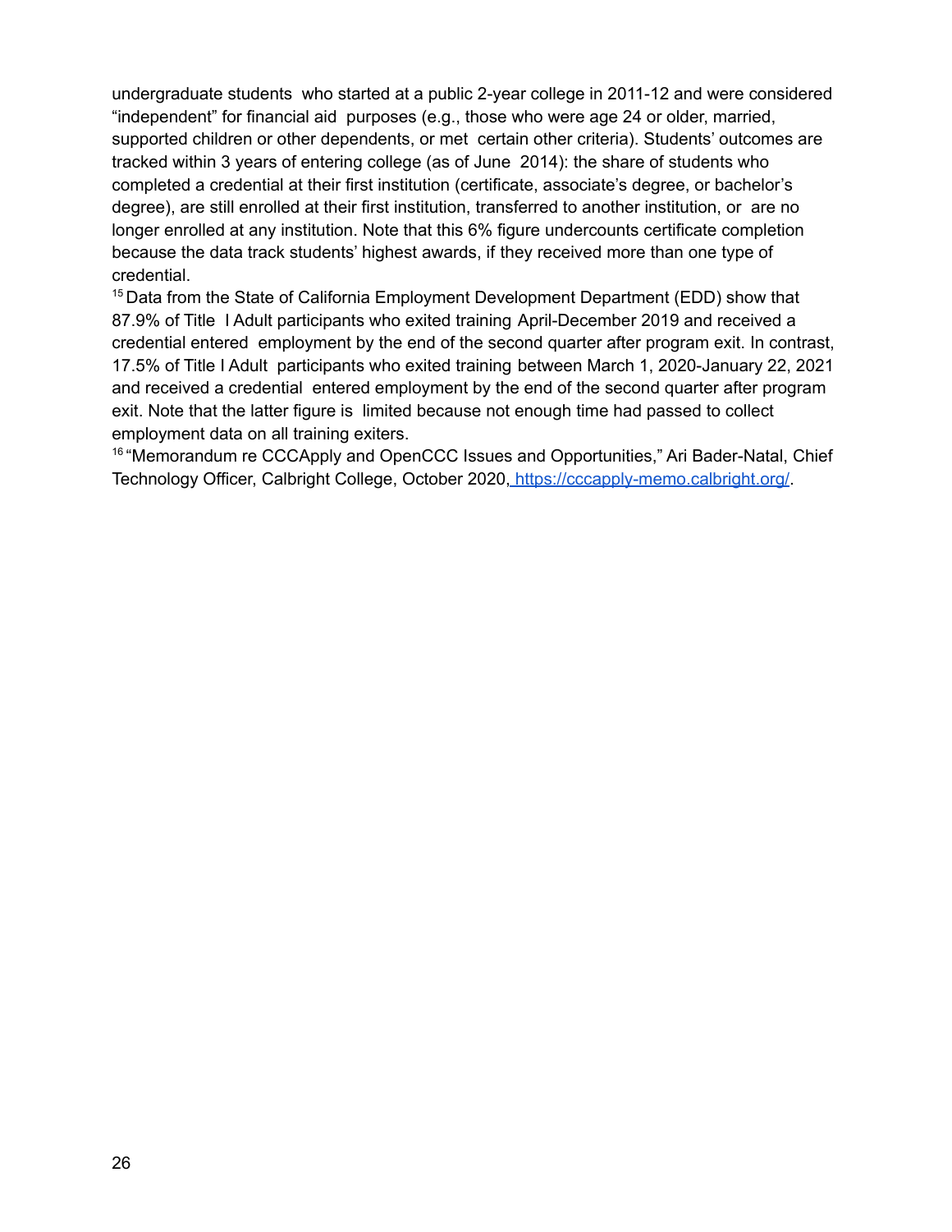undergraduate students who started at a public 2-year college in 2011-12 and were considered "independent" for financial aid purposes (e.g., those who were age 24 or older, married, supported children or other dependents, or met certain other criteria). Students' outcomes are tracked within 3 years of entering college (as of June 2014): the share of students who completed a credential at their first institution (certificate, associate's degree, or bachelor's degree), are still enrolled at their first institution, transferred to another institution, or are no longer enrolled at any institution. Note that this 6% figure undercounts certificate completion because the data track students' highest awards, if they received more than one type of credential.

[15] Data from the State of California Employment Development Department (EDD) show that 87.9% of Title I Adult participants who exited training April-December 2019 and received a credential entered employment by the end of the second quarter after program exit. In contrast, 17.5% of Title I Adult participants who exited training between March 1, 2020-January 22, 2021 and received a credential entered employment by the end of the second quarter after program exit. Note that the latter figure is limited because not enough time had passed to collect employment data on all training exiters.

[16] "Memorandum re CCCApply and OpenCCC Issues and Opportunities," Ari Bader-Natal, Chief Technology Officer, Calbright College, October 2020, [https://cccapply-memo.calbright.org/](https://cccapply-memo.calbright.org/).